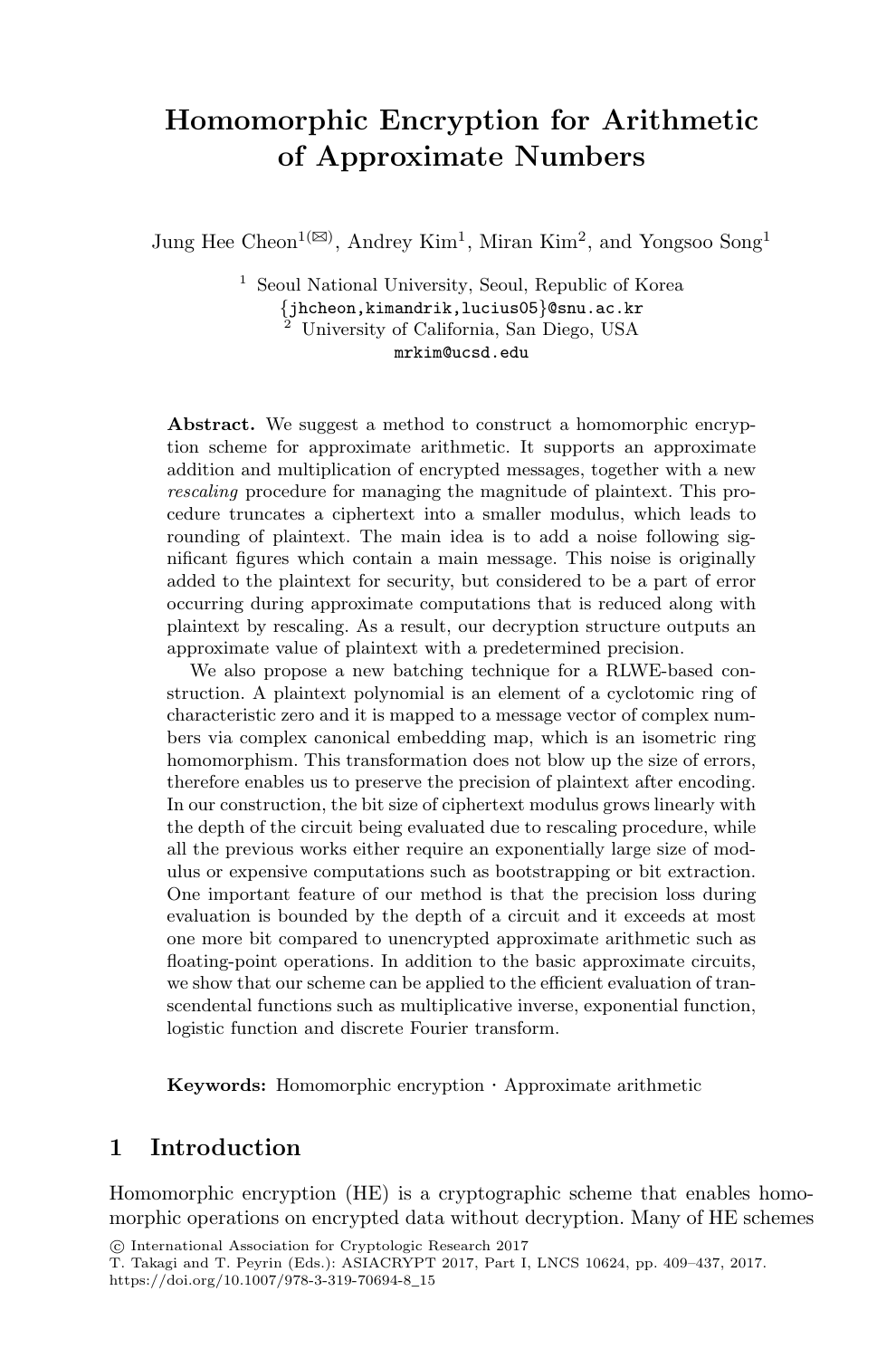# Homomorphic Encryption for Arithmetic of Approximate Numbers

Jung Hee Cheon[1(✉)], Andrey Kim[1], Miran Kim[2], and Yongsoo Song[1]

[1] Seoul National University, Seoul, Republic of Korea
{jhcheon,kimandrik,lucius05}@snu.ac.kr
[2] University of California, San Diego, USA
mrkim@ucsd.edu

**Abstract.** We suggest a method to construct a homomorphic encryption scheme for approximate arithmetic. It supports an approximate addition and multiplication of encrypted messages, together with a new *rescaling* procedure for managing the magnitude of plaintext. This procedure truncates a ciphertext into a smaller modulus, which leads to rounding of plaintext. The main idea is to add a noise following significant figures which contain a main message. This noise is originally added to the plaintext for security, but considered to be a part of error occurring during approximate computations that is reduced along with plaintext by rescaling. As a result, our decryption structure outputs an approximate value of plaintext with a predetermined precision.

We also propose a new batching technique for a RLWE-based construction. A plaintext polynomial is an element of a cyclotomic ring of characteristic zero and it is mapped to a message vector of complex numbers via complex canonical embedding map, which is an isometric ring homomorphism. This transformation does not blow up the size of errors, therefore enables us to preserve the precision of plaintext after encoding. In our construction, the bit size of ciphertext modulus grows linearly with the depth of the circuit being evaluated due to rescaling procedure, while all the previous works either require an exponentially large size of modulus or expensive computations such as bootstrapping or bit extraction. One important feature of our method is that the precision loss during evaluation is bounded by the depth of a circuit and it exceeds at most one more bit compared to unencrypted approximate arithmetic such as floating-point operations. In addition to the basic approximate circuits, we show that our scheme can be applied to the efficient evaluation of transcendental functions such as multiplicative inverse, exponential function, logistic function and discrete Fourier transform.

**Keywords:** Homomorphic encryption · Approximate arithmetic

## 1 Introduction

Homomorphic encryption (HE) is a cryptographic scheme that enables homomorphic operations on encrypted data without decryption. Many of HE schemes

© International Association for Cryptologic Research 2017
T. Takagi and T. Peyrin (Eds.): ASIACRYPT 2017, Part I, LNCS 10624, pp. 409–437, 2017.
https://doi.org/10.1007/978-3-319-70694-8_15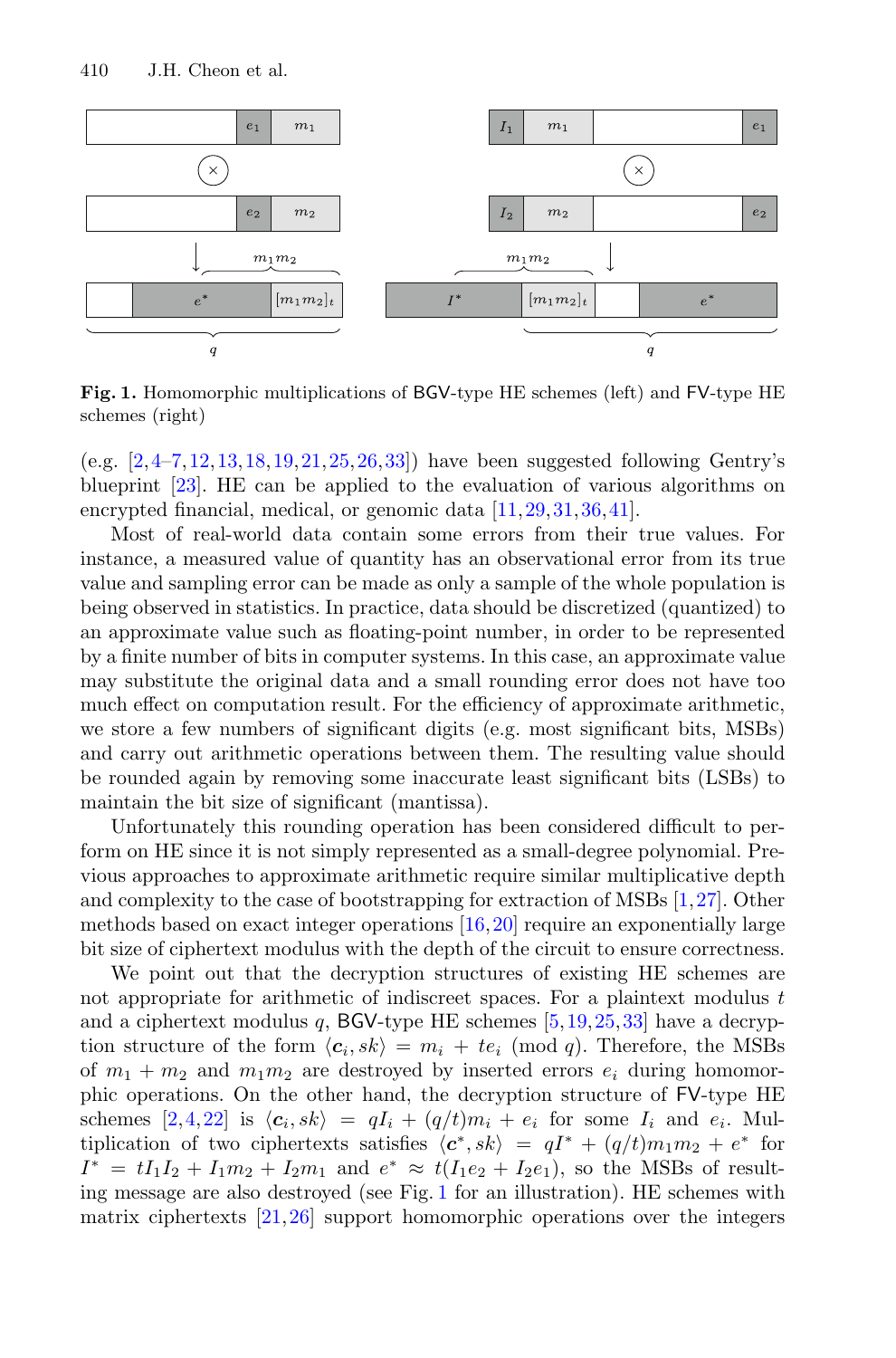**Fig. 1.** Homomorphic multiplications of BGV-type HE schemes (left) and FV-type HE schemes (right)

(e.g. [2,4–7,12,13,18,19,21,25,26,33]) have been suggested following Gentry's blueprint [23]. HE can be applied to the evaluation of various algorithms on encrypted financial, medical, or genomic data [11,29,31,36,41].

Most of real-world data contain some errors from their true values. For instance, a measured value of quantity has an observational error from its true value and sampling error can be made as only a sample of the whole population is being observed in statistics. In practice, data should be discretized (quantized) to an approximate value such as floating-point number, in order to be represented by a finite number of bits in computer systems. In this case, an approximate value may substitute the original data and a small rounding error does not have too much effect on computation result. For the efficiency of approximate arithmetic, we store a few numbers of significant digits (e.g. most significant bits, MSBs) and carry out arithmetic operations between them. The resulting value should be rounded again by removing some inaccurate least significant bits (LSBs) to maintain the bit size of significant (mantissa).

Unfortunately this rounding operation has been considered difficult to perform on HE since it is not simply represented as a small-degree polynomial. Previous approaches to approximate arithmetic require similar multiplicative depth and complexity to the case of bootstrapping for extraction of MSBs [1,27]. Other methods based on exact integer operations [16,20] require an exponentially large bit size of ciphertext modulus with the depth of the circuit to ensure correctness.

We point out that the decryption structures of existing HE schemes are not appropriate for arithmetic of indiscreet spaces. For a plaintext modulus $t$ and a ciphertext modulus $q$, BGV-type HE schemes [5,19,25,33] have a decryption structure of the form $\langle \boldsymbol{c}_i, sk\rangle = m_i + te_i \pmod q$. Therefore, the MSBs of $m_1 + m_2$ and $m_1m_2$ are destroyed by inserted errors $e_i$ during homomorphic operations. On the other hand, the decryption structure of FV-type HE schemes [2,4,22] is $\langle \boldsymbol{c}_i, sk\rangle = qI_i + (q/t)m_i + e_i$ for some $I_i$ and $e_i$. Multiplication of two ciphertexts satisfies $\langle \boldsymbol{c}^*, sk\rangle = qI^* + (q/t)m_1m_2 + e^*$ for $I^* = tI_1I_2 + I_1m_2 + I_2m_1$ and $e^* \approx t(I_1e_2 + I_2e_1)$, so the MSBs of resulting message are also destroyed (see Fig. 1 for an illustration). HE schemes with matrix ciphertexts [21,26] support homomorphic operations over the integers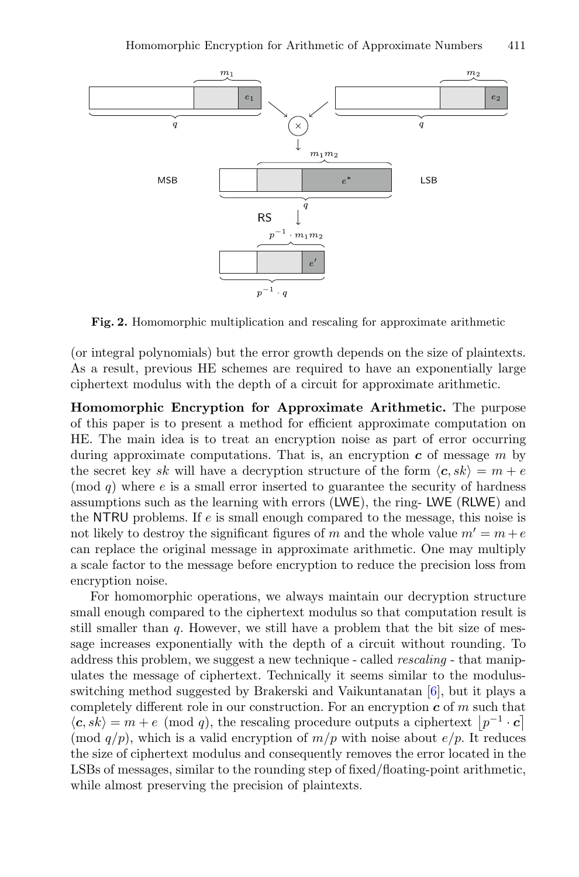**Fig. 2.** Homomorphic multiplication and rescaling for approximate arithmetic

(or integral polynomials) but the error growth depends on the size of plaintexts. As a result, previous HE schemes are required to have an exponentially large ciphertext modulus with the depth of a circuit for approximate arithmetic.

**Homomorphic Encryption for Approximate Arithmetic.** The purpose of this paper is to present a method for efficient approximate computation on HE. The main idea is to treat an encryption noise as part of error occurring during approximate computations. That is, an encryption $\boldsymbol{c}$ of message $m$ by the secret key $sk$ will have a decryption structure of the form $\langle \boldsymbol{c}, sk\rangle = m + e \pmod q$ where $e$ is a small error inserted to guarantee the security of hardness assumptions such as the learning with errors (LWE), the ring- LWE (RLWE) and the NTRU problems. If $e$ is small enough compared to the message, this noise is not likely to destroy the significant figures of $m$ and the whole value $m' = m + e$ can replace the original message in approximate arithmetic. One may multiply a scale factor to the message before encryption to reduce the precision loss from encryption noise.

For homomorphic operations, we always maintain our decryption structure small enough compared to the ciphertext modulus so that computation result is still smaller than $q$. However, we still have a problem that the bit size of message increases exponentially with the depth of a circuit without rounding. To address this problem, we suggest a new technique - called *rescaling* - that manipulates the message of ciphertext. Technically it seems similar to the modulus-switching method suggested by Brakerski and Vaikuntanatan [6], but it plays a completely different role in our construction. For an encryption $\boldsymbol{c}$ of $m$ such that $\langle \boldsymbol{c}, sk\rangle = m + e \pmod q$, the rescaling procedure outputs a ciphertext $\lfloor p^{-1} \cdot \boldsymbol{c} \rceil \pmod{q/p}$, which is a valid encryption of $m/p$ with noise about $e/p$. It reduces the size of ciphertext modulus and consequently removes the error located in the LSBs of messages, similar to the rounding step of fixed/floating-point arithmetic, while almost preserving the precision of plaintexts.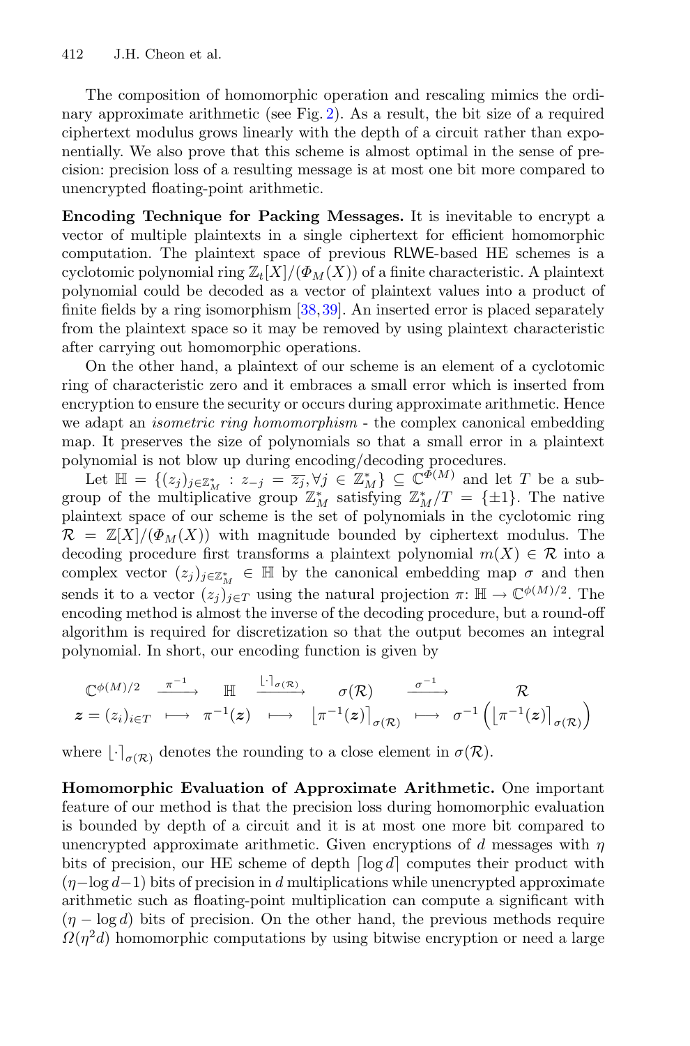The composition of homomorphic operation and rescaling mimics the ordinary approximate arithmetic (see Fig. 2). As a result, the bit size of a required ciphertext modulus grows linearly with the depth of a circuit rather than exponentially. We also prove that this scheme is almost optimal in the sense of precision: precision loss of a resulting message is at most one bit more compared to unencrypted floating-point arithmetic.

**Encoding Technique for Packing Messages.** It is inevitable to encrypt a vector of multiple plaintexts in a single ciphertext for efficient homomorphic computation. The plaintext space of previous RLWE-based HE schemes is a cyclotomic polynomial ring $\mathbb{Z}_t[X]/(\Phi_M(X))$ of a finite characteristic. A plaintext polynomial could be decoded as a vector of plaintext values into a product of finite fields by a ring isomorphism [38,39]. An inserted error is placed separately from the plaintext space so it may be removed by using plaintext characteristic after carrying out homomorphic operations.

On the other hand, a plaintext of our scheme is an element of a cyclotomic ring of characteristic zero and it embraces a small error which is inserted from encryption to ensure the security or occurs during approximate arithmetic. Hence we adapt an *isometric ring homomorphism* - the complex canonical embedding map. It preserves the size of polynomials so that a small error in a plaintext polynomial is not blow up during encoding/decoding procedures.

Let $\mathbb{H} = \{(z_j)_{j\in\mathbb{Z}_M^*} : z_{-j} = \overline{z_j}, \forall j \in \mathbb{Z}_M^*\} \subseteq \mathbb{C}^{\Phi(M)}$ and let $T$ be a subgroup of the multiplicative group $\mathbb{Z}_M^*$ satisfying $\mathbb{Z}_M^*/T = \{\pm 1\}$. The native plaintext space of our scheme is the set of polynomials in the cyclotomic ring $\mathcal{R} = \mathbb{Z}[X]/(\Phi_M(X))$ with magnitude bounded by ciphertext modulus. The decoding procedure first transforms a plaintext polynomial $m(X) \in \mathcal{R}$ into a complex vector $(z_j)_{j\in\mathbb{Z}_M^*} \in \mathbb{H}$ by the canonical embedding map $\sigma$ and then sends it to a vector $(z_j)_{j\in T}$ using the natural projection $\pi \colon \mathbb{H} \to \mathbb{C}^{\phi(M)/2}$. The encoding method is almost the inverse of the decoding procedure, but a round-off algorithm is required for discretization so that the output becomes an integral polynomial. In short, our encoding function is given by

$$\begin{array}{ccccccc} \mathbb{C}^{\phi(M)/2} & \xrightarrow{\pi^{-1}} & \mathbb{H} & \xrightarrow{\lfloor\cdot\rceil_{\sigma(\mathcal{R})}} & \sigma(\mathcal{R}) & \xrightarrow{\sigma^{-1}} & \mathcal{R} \\ \boldsymbol{z} = (z_i)_{i\in T} & \longmapsto & \pi^{-1}(\boldsymbol{z}) & \longmapsto & \left\lfloor \pi^{-1}(\boldsymbol{z}) \right\rceil_{\sigma(\mathcal{R})} & \longmapsto & \sigma^{-1}\left( \left\lfloor \pi^{-1}(\boldsymbol{z}) \right\rceil_{\sigma(\mathcal{R})} \right) \end{array}$$

where $\lfloor\cdot\rceil_{\sigma(\mathcal{R})}$ denotes the rounding to a close element in $\sigma(\mathcal{R})$.

**Homomorphic Evaluation of Approximate Arithmetic.** One important feature of our method is that the precision loss during homomorphic evaluation is bounded by depth of a circuit and it is at most one more bit compared to unencrypted approximate arithmetic. Given encryptions of $d$ messages with $\eta$ bits of precision, our HE scheme of depth $\lceil \log d \rceil$ computes their product with $(\eta - \log d - 1)$ bits of precision in $d$ multiplications while unencrypted approximate arithmetic such as floating-point multiplication can compute a significant with $(\eta - \log d)$ bits of precision. On the other hand, the previous methods require $\Omega(\eta^2 d)$ homomorphic computations by using bitwise encryption or need a large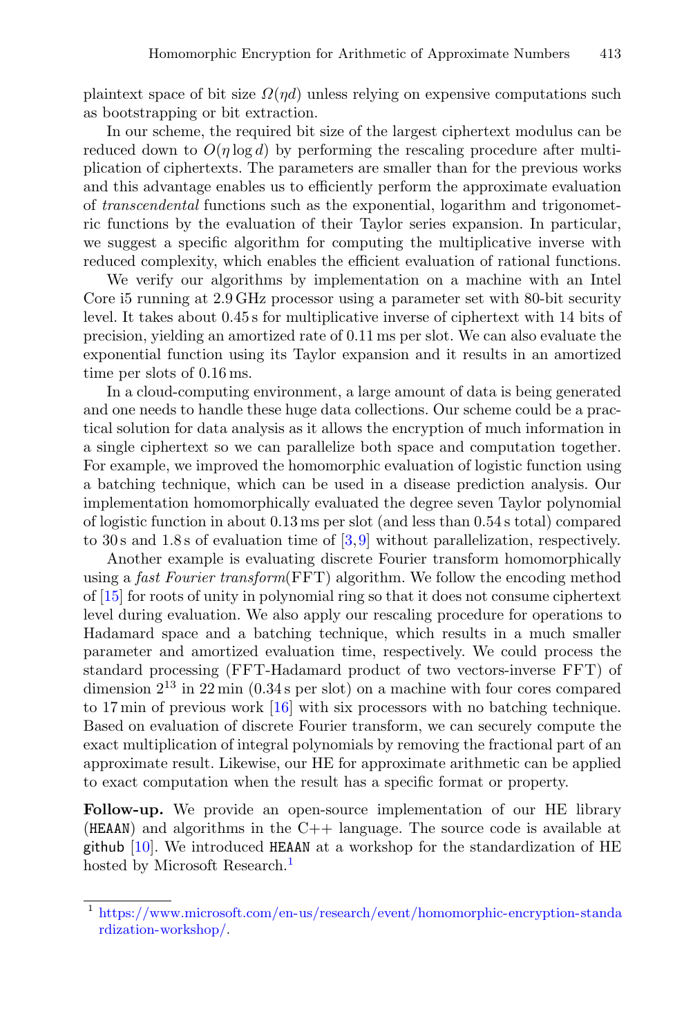plaintext space of bit size $\Omega(\eta d)$ unless relying on expensive computations such as bootstrapping or bit extraction.

In our scheme, the required bit size of the largest ciphertext modulus can be reduced down to $O(\eta \log d)$ by performing the rescaling procedure after multiplication of ciphertexts. The parameters are smaller than for the previous works and this advantage enables us to efficiently perform the approximate evaluation of *transcendental* functions such as the exponential, logarithm and trigonometric functions by the evaluation of their Taylor series expansion. In particular, we suggest a specific algorithm for computing the multiplicative inverse with reduced complexity, which enables the efficient evaluation of rational functions.

We verify our algorithms by implementation on a machine with an Intel Core i5 running at 2.9 GHz processor using a parameter set with 80-bit security level. It takes about 0.45 s for multiplicative inverse of ciphertext with 14 bits of precision, yielding an amortized rate of 0.11 ms per slot. We can also evaluate the exponential function using its Taylor expansion and it results in an amortized time per slots of 0.16 ms.

In a cloud-computing environment, a large amount of data is being generated and one needs to handle these huge data collections. Our scheme could be a practical solution for data analysis as it allows the encryption of much information in a single ciphertext so we can parallelize both space and computation together. For example, we improved the homomorphic evaluation of logistic function using a batching technique, which can be used in a disease prediction analysis. Our implementation homomorphically evaluated the degree seven Taylor polynomial of logistic function in about 0.13 ms per slot (and less than 0.54 s total) compared to 30 s and 1.8 s of evaluation time of [3,9] without parallelization, respectively.

Another example is evaluating discrete Fourier transform homomorphically using a *fast Fourier transform*(FFT) algorithm. We follow the encoding method of [15] for roots of unity in polynomial ring so that it does not consume ciphertext level during evaluation. We also apply our rescaling procedure for operations to Hadamard space and a batching technique, which results in a much smaller parameter and amortized evaluation time, respectively. We could process the standard processing (FFT-Hadamard product of two vectors-inverse FFT) of dimension $2^{13}$ in 22 min (0.34 s per slot) on a machine with four cores compared to 17 min of previous work [16] with six processors with no batching technique. Based on evaluation of discrete Fourier transform, we can securely compute the exact multiplication of integral polynomials by removing the fractional part of an approximate result. Likewise, our HE for approximate arithmetic can be applied to exact computation when the result has a specific format or property.

**Follow-up.** We provide an open-source implementation of our HE library (HEAAN) and algorithms in the C++ language. The source code is available at github [10]. We introduced HEAAN at a workshop for the standardization of HE hosted by Microsoft Research.[1]

[1] https://www.microsoft.com/en-us/research/event/homomorphic-encryption-standardization-workshop/.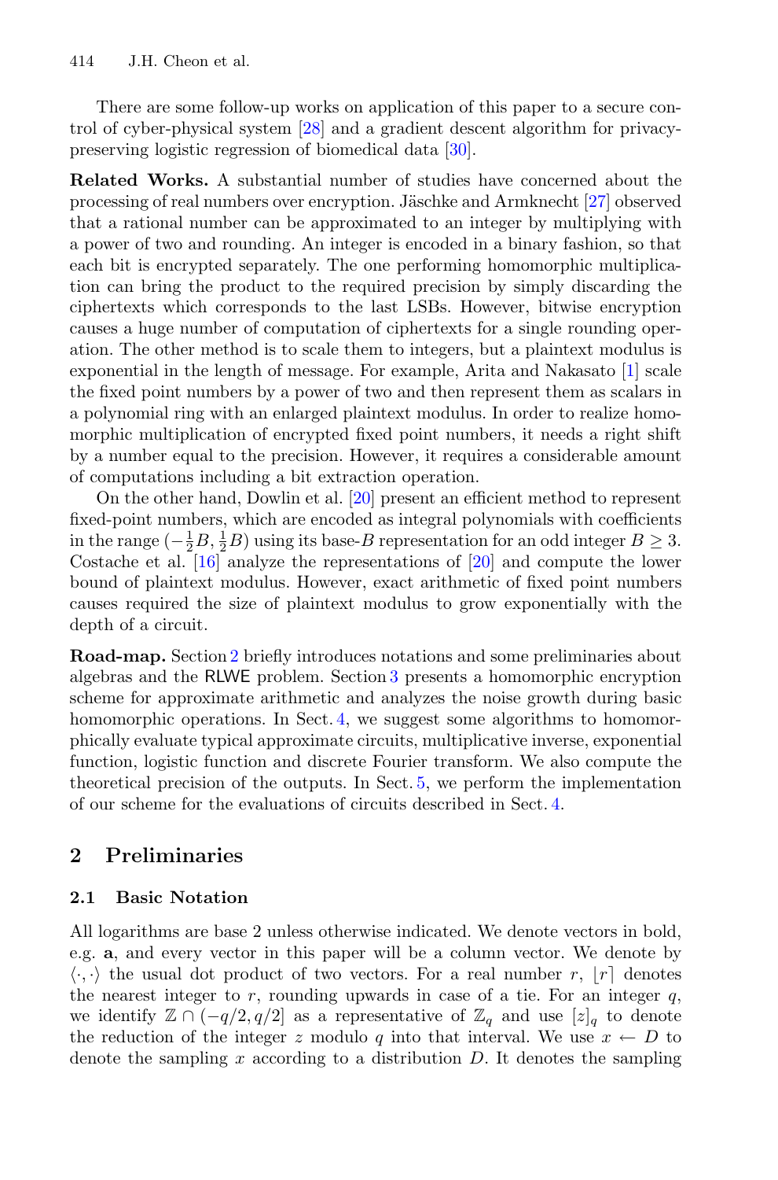There are some follow-up works on application of this paper to a secure control of cyber-physical system [28] and a gradient descent algorithm for privacy-preserving logistic regression of biomedical data [30].

**Related Works.** A substantial number of studies have concerned about the processing of real numbers over encryption. Jäschke and Armknecht [27] observed that a rational number can be approximated to an integer by multiplying with a power of two and rounding. An integer is encoded in a binary fashion, so that each bit is encrypted separately. The one performing homomorphic multiplication can bring the product to the required precision by simply discarding the ciphertexts which corresponds to the last LSBs. However, bitwise encryption causes a huge number of computation of ciphertexts for a single rounding operation. The other method is to scale them to integers, but a plaintext modulus is exponential in the length of message. For example, Arita and Nakasato [1] scale the fixed point numbers by a power of two and then represent them as scalars in a polynomial ring with an enlarged plaintext modulus. In order to realize homomorphic multiplication of encrypted fixed point numbers, it needs a right shift by a number equal to the precision. However, it requires a considerable amount of computations including a bit extraction operation.

On the other hand, Dowlin et al. [20] present an efficient method to represent fixed-point numbers, which are encoded as integral polynomials with coefficients in the range $(-\frac{1}{2}B, \frac{1}{2}B)$ using its base-$B$ representation for an odd integer $B \geq 3$. Costache et al. [16] analyze the representations of [20] and compute the lower bound of plaintext modulus. However, exact arithmetic of fixed point numbers causes required the size of plaintext modulus to grow exponentially with the depth of a circuit.

**Road-map.** Section 2 briefly introduces notations and some preliminaries about algebras and the RLWE problem. Section 3 presents a homomorphic encryption scheme for approximate arithmetic and analyzes the noise growth during basic homomorphic operations. In Sect. 4, we suggest some algorithms to homomorphically evaluate typical approximate circuits, multiplicative inverse, exponential function, logistic function and discrete Fourier transform. We also compute the theoretical precision of the outputs. In Sect. 5, we perform the implementation of our scheme for the evaluations of circuits described in Sect. 4.

## 2 Preliminaries

### 2.1 Basic Notation

All logarithms are base 2 unless otherwise indicated. We denote vectors in bold, e.g. $\mathbf{a}$, and every vector in this paper will be a column vector. We denote by $\langle \cdot, \cdot \rangle$ the usual dot product of two vectors. For a real number $r$, $\lfloor r \rceil$ denotes the nearest integer to $r$, rounding upwards in case of a tie. For an integer $q$, we identify $\mathbb{Z} \cap (-q/2, q/2]$ as a representative of $\mathbb{Z}_q$ and use $[z]_q$ to denote the reduction of the integer $z$ modulo $q$ into that interval. We use $x \leftarrow D$ to denote the sampling $x$ according to a distribution $D$. It denotes the sampling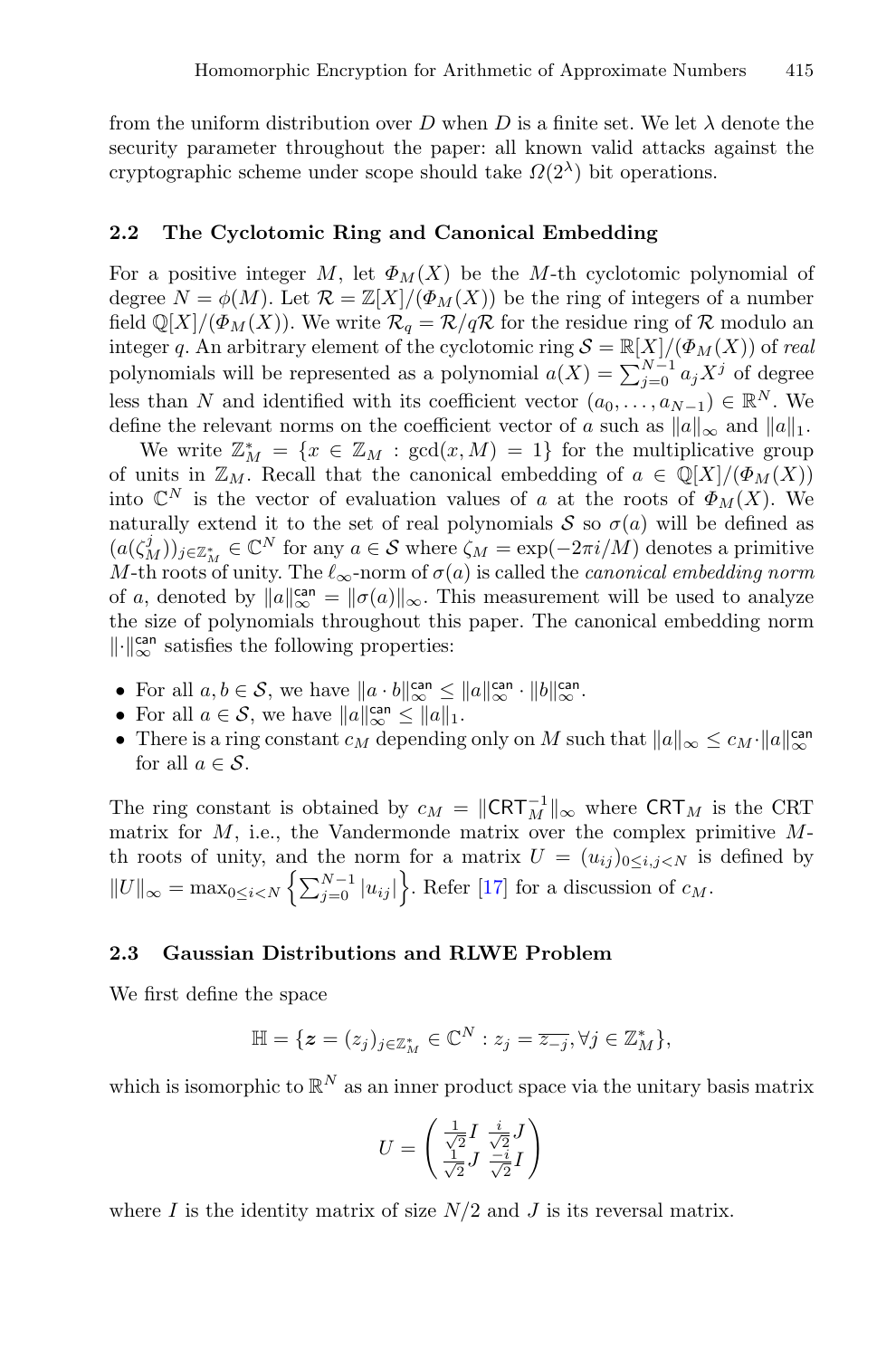from the uniform distribution over $D$ when $D$ is a finite set. We let $\lambda$ denote the security parameter throughout the paper: all known valid attacks against the cryptographic scheme under scope should take $\Omega(2^\lambda)$ bit operations.

### 2.2 The Cyclotomic Ring and Canonical Embedding

For a positive integer $M$, let $\Phi_M(X)$ be the $M$-th cyclotomic polynomial of degree $N = \phi(M)$. Let $\mathcal{R} = \mathbb{Z}[X]/(\Phi_M(X))$ be the ring of integers of a number field $\mathbb{Q}[X]/(\Phi_M(X))$. We write $\mathcal{R}_q = \mathcal{R}/q\mathcal{R}$ for the residue ring of $\mathcal{R}$ modulo an integer $q$. An arbitrary element of the cyclotomic ring $\mathcal{S} = \mathbb{R}[X]/(\Phi_M(X))$ of *real* polynomials will be represented as a polynomial $a(X) = \sum_{j=0}^{N-1} a_j X^j$ of degree less than $N$ and identified with its coefficient vector $(a_0, \ldots, a_{N-1}) \in \mathbb{R}^N$. We define the relevant norms on the coefficient vector of $a$ such as $\|a\|_\infty$ and $\|a\|_1$.

We write $\mathbb{Z}_M^* = \{x \in \mathbb{Z}_M : \gcd(x, M) = 1\}$ for the multiplicative group of units in $\mathbb{Z}_M$. Recall that the canonical embedding of $a \in \mathbb{Q}[X]/(\Phi_M(X))$ into $\mathbb{C}^N$ is the vector of evaluation values of $a$ at the roots of $\Phi_M(X)$. We naturally extend it to the set of real polynomials $\mathcal{S}$ so $\sigma(a)$ will be defined as $(a(\zeta_M^j))_{j \in \mathbb{Z}_M^*} \in \mathbb{C}^N$ for any $a \in \mathcal{S}$ where $\zeta_M = \exp(-2\pi i/M)$ denotes a primitive $M$-th roots of unity. The $\ell_\infty$-norm of $\sigma(a)$ is called the *canonical embedding norm* of $a$, denoted by $\|a\|_\infty^{\mathsf{can}} = \|\sigma(a)\|_\infty$. This measurement will be used to analyze the size of polynomials throughout this paper. The canonical embedding norm $\|\cdot\|_\infty^{\mathsf{can}}$ satisfies the following properties:

- For all $a, b \in \mathcal{S}$, we have $\|a \cdot b\|_\infty^{\mathsf{can}} \le \|a\|_\infty^{\mathsf{can}} \cdot \|b\|_\infty^{\mathsf{can}}$.
- For all $a \in \mathcal{S}$, we have $\|a\|_\infty^{\mathsf{can}} \le \|a\|_1$.
- There is a ring constant $c_M$ depending only on $M$ such that $\|a\|_\infty \le c_M \cdot \|a\|_\infty^{\mathsf{can}}$ for all $a \in \mathcal{S}$.

The ring constant is obtained by $c_M = \|\mathsf{CRT}_M^{-1}\|_\infty$ where $\mathsf{CRT}_M$ is the CRT matrix for $M$, i.e., the Vandermonde matrix over the complex primitive $M$-th roots of unity, and the norm for a matrix $U = (u_{ij})_{0 \le i,j < N}$ is defined by $\|U\|_\infty = \max_{0 \le i < N} \left\{\sum_{j=0}^{N-1} |u_{ij}|\right\}$. Refer [17] for a discussion of $c_M$.

### 2.3 Gaussian Distributions and RLWE Problem

We first define the space

$$\mathbb{H} = \{\boldsymbol{z} = (z_j)_{j \in \mathbb{Z}_M^*} \in \mathbb{C}^N : z_j = \overline{z_{-j}}, \forall j \in \mathbb{Z}_M^*\},$$

which is isomorphic to $\mathbb{R}^N$ as an inner product space via the unitary basis matrix

$$U = \begin{pmatrix} \frac{1}{\sqrt{2}} I & \frac{i}{\sqrt{2}} J \\ \frac{1}{\sqrt{2}} J & \frac{-i}{\sqrt{2}} I \end{pmatrix}$$

where $I$ is the identity matrix of size $N/2$ and $J$ is its reversal matrix.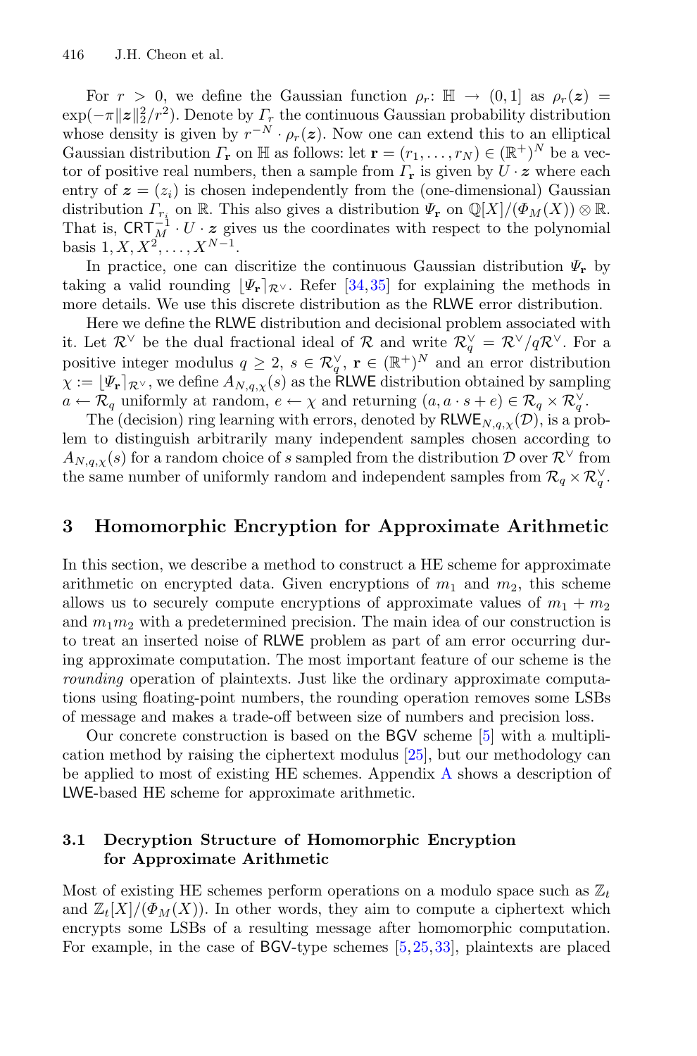For $r > 0$, we define the Gaussian function $\rho_r \colon \mathbb{H} \to (0, 1]$ as $\rho_r(\boldsymbol{z}) = \exp(-\pi\|\boldsymbol{z}\|_2^2/r^2)$. Denote by $\Gamma_r$ the continuous Gaussian probability distribution whose density is given by $r^{-N} \cdot \rho_r(\boldsymbol{z})$. Now one can extend this to an elliptical Gaussian distribution $\Gamma_{\mathbf{r}}$ on $\mathbb{H}$ as follows: let $\mathbf{r} = (r_1, \ldots, r_N) \in (\mathbb{R}^+)^N$ be a vector of positive real numbers, then a sample from $\Gamma_{\mathbf{r}}$ is given by $U \cdot \boldsymbol{z}$ where each entry of $\boldsymbol{z} = (z_i)$ is chosen independently from the (one-dimensional) Gaussian distribution $\Gamma_{r_i}$ on $\mathbb{R}$. This also gives a distribution $\Psi_{\mathbf{r}}$ on $\mathbb{Q}[X]/(\Phi_M(X)) \otimes \mathbb{R}$. That is, $\mathsf{CRT}_M^{-1} \cdot U \cdot \boldsymbol{z}$ gives us the coordinates with respect to the polynomial basis $1, X, X^2, \ldots, X^{N-1}$.

In practice, one can discritize the continuous Gaussian distribution $\Psi_{\mathbf{r}}$ by taking a valid rounding $\lfloor \Psi_{\mathbf{r}} \rceil_{\mathcal{R}^\vee}$. Refer [34,35] for explaining the methods in more details. We use this discrete distribution as the RLWE error distribution.

Here we define the RLWE distribution and decisional problem associated with it. Let $\mathcal{R}^\vee$ be the dual fractional ideal of $\mathcal{R}$ and write $\mathcal{R}_q^\vee = \mathcal{R}^\vee/q\mathcal{R}^\vee$. For a positive integer modulus $q \geq 2$, $s \in \mathcal{R}_q^\vee$, $\mathbf{r} \in (\mathbb{R}^+)^N$ and an error distribution $\chi := \lfloor \Psi_{\mathbf{r}} \rceil_{\mathcal{R}^\vee}$, we define $A_{N,q,\chi}(s)$ as the RLWE distribution obtained by sampling $a \leftarrow \mathcal{R}_q$ uniformly at random, $e \leftarrow \chi$ and returning $(a, a \cdot s + e) \in \mathcal{R}_q \times \mathcal{R}_q^\vee$.

The (decision) ring learning with errors, denoted by $\mathsf{RLWE}_{N,q,\chi}(\mathcal{D})$, is a problem to distinguish arbitrarily many independent samples chosen according to $A_{N,q,\chi}(s)$ for a random choice of $s$ sampled from the distribution $\mathcal{D}$ over $\mathcal{R}^\vee$ from the same number of uniformly random and independent samples from $\mathcal{R}_q \times \mathcal{R}_q^\vee$.

## 3 Homomorphic Encryption for Approximate Arithmetic

In this section, we describe a method to construct a HE scheme for approximate arithmetic on encrypted data. Given encryptions of $m_1$ and $m_2$, this scheme allows us to securely compute encryptions of approximate values of $m_1 + m_2$ and $m_1 m_2$ with a predetermined precision. The main idea of our construction is to treat an inserted noise of RLWE problem as part of am error occurring during approximate computation. The most important feature of our scheme is the *rounding* operation of plaintexts. Just like the ordinary approximate computations using floating-point numbers, the rounding operation removes some LSBs of message and makes a trade-off between size of numbers and precision loss.

Our concrete construction is based on the BGV scheme [5] with a multiplication method by raising the ciphertext modulus [25], but our methodology can be applied to most of existing HE schemes. Appendix A shows a description of LWE-based HE scheme for approximate arithmetic.

### 3.1 Decryption Structure of Homomorphic Encryption for Approximate Arithmetic

Most of existing HE schemes perform operations on a modulo space such as $\mathbb{Z}_t$ and $\mathbb{Z}_t[X]/(\Phi_M(X))$. In other words, they aim to compute a ciphertext which encrypts some LSBs of a resulting message after homomorphic computation. For example, in the case of BGV-type schemes [5,25,33], plaintexts are placed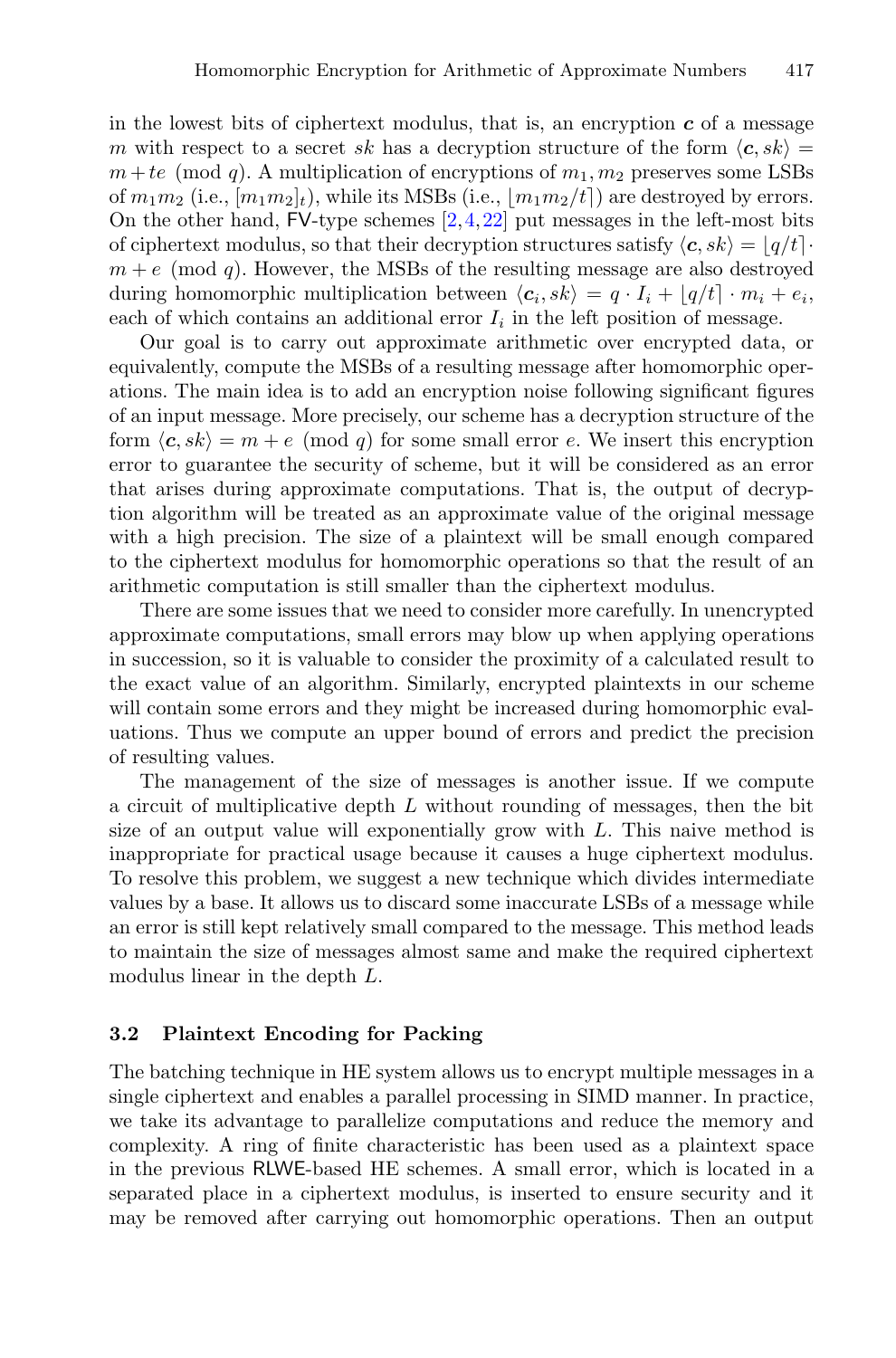in the lowest bits of ciphertext modulus, that is, an encryption $\boldsymbol{c}$ of a message $m$ with respect to a secret $sk$ has a decryption structure of the form $\langle \boldsymbol{c}, sk \rangle = m + te \pmod{q}$. A multiplication of encryptions of $m_1, m_2$ preserves some LSBs of $m_1 m_2$ (i.e., $[m_1 m_2]_t$), while its MSBs (i.e., $\lfloor m_1 m_2 / t \rceil$) are destroyed by errors. On the other hand, FV-type schemes [2,4,22] put messages in the left-most bits of ciphertext modulus, so that their decryption structures satisfy $\langle \boldsymbol{c}, sk \rangle = \lfloor q/t \rceil \cdot m + e \pmod{q}$. However, the MSBs of the resulting message are also destroyed during homomorphic multiplication between $\langle \boldsymbol{c}_i, sk \rangle = q \cdot I_i + \lfloor q/t \rceil \cdot m_i + e_i$, each of which contains an additional error $I_i$ in the left position of message.

Our goal is to carry out approximate arithmetic over encrypted data, or equivalently, compute the MSBs of a resulting message after homomorphic operations. The main idea is to add an encryption noise following significant figures of an input message. More precisely, our scheme has a decryption structure of the form $\langle \boldsymbol{c}, sk \rangle = m + e \pmod{q}$ for some small error $e$. We insert this encryption error to guarantee the security of scheme, but it will be considered as an error that arises during approximate computations. That is, the output of decryption algorithm will be treated as an approximate value of the original message with a high precision. The size of a plaintext will be small enough compared to the ciphertext modulus for homomorphic operations so that the result of an arithmetic computation is still smaller than the ciphertext modulus.

There are some issues that we need to consider more carefully. In unencrypted approximate computations, small errors may blow up when applying operations in succession, so it is valuable to consider the proximity of a calculated result to the exact value of an algorithm. Similarly, encrypted plaintexts in our scheme will contain some errors and they might be increased during homomorphic evaluations. Thus we compute an upper bound of errors and predict the precision of resulting values.

The management of the size of messages is another issue. If we compute a circuit of multiplicative depth $L$ without rounding of messages, then the bit size of an output value will exponentially grow with $L$. This naive method is inappropriate for practical usage because it causes a huge ciphertext modulus. To resolve this problem, we suggest a new technique which divides intermediate values by a base. It allows us to discard some inaccurate LSBs of a message while an error is still kept relatively small compared to the message. This method leads to maintain the size of messages almost same and make the required ciphertext modulus linear in the depth $L$.

### 3.2 Plaintext Encoding for Packing

The batching technique in HE system allows us to encrypt multiple messages in a single ciphertext and enables a parallel processing in SIMD manner. In practice, we take its advantage to parallelize computations and reduce the memory and complexity. A ring of finite characteristic has been used as a plaintext space in the previous RLWE-based HE schemes. A small error, which is located in a separated place in a ciphertext modulus, is inserted to ensure security and it may be removed after carrying out homomorphic operations. Then an output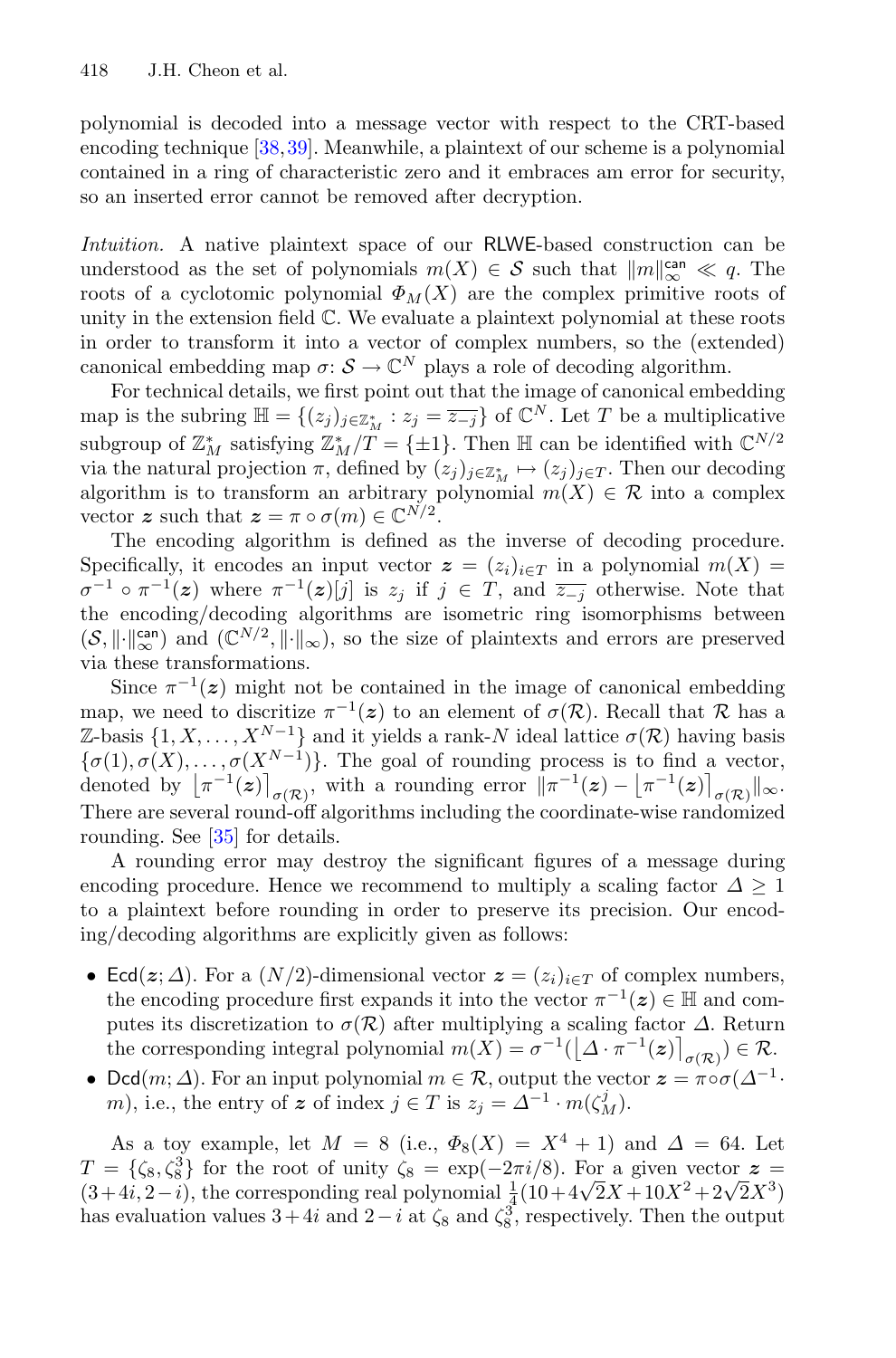polynomial is decoded into a message vector with respect to the CRT-based encoding technique [38,39]. Meanwhile, a plaintext of our scheme is a polynomial contained in a ring of characteristic zero and it embraces am error for security, so an inserted error cannot be removed after decryption.

*Intuition.* A native plaintext space of our RLWE-based construction can be understood as the set of polynomials $m(X) \in \mathcal{S}$ such that $\|m\|_\infty^{\mathsf{can}} \ll q$. The roots of a cyclotomic polynomial $\Phi_M(X)$ are the complex primitive roots of unity in the extension field $\mathbb{C}$. We evaluate a plaintext polynomial at these roots in order to transform it into a vector of complex numbers, so the (extended) canonical embedding map $\sigma \colon \mathcal{S} \to \mathbb{C}^N$ plays a role of decoding algorithm.

For technical details, we first point out that the image of canonical embedding map is the subring $\mathbb{H} = \{(z_j)_{j \in \mathbb{Z}_M^*} : z_j = \overline{z_{-j}}\}$ of $\mathbb{C}^N$. Let $T$ be a multiplicative subgroup of $\mathbb{Z}_M^*$ satisfying $\mathbb{Z}_M^*/T = \{\pm 1\}$. Then $\mathbb{H}$ can be identified with $\mathbb{C}^{N/2}$ via the natural projection $\pi$, defined by $(z_j)_{j \in \mathbb{Z}_M^*} \mapsto (z_j)_{j \in T}$. Then our decoding algorithm is to transform an arbitrary polynomial $m(X) \in \mathcal{R}$ into a complex vector $\boldsymbol{z}$ such that $\boldsymbol{z} = \pi \circ \sigma(m) \in \mathbb{C}^{N/2}$.

The encoding algorithm is defined as the inverse of decoding procedure. Specifically, it encodes an input vector $\boldsymbol{z} = (z_i)_{i \in T}$ in a polynomial $m(X) = \sigma^{-1} \circ \pi^{-1}(\boldsymbol{z})$ where $\pi^{-1}(\boldsymbol{z})[j]$ is $z_j$ if $j \in T$, and $\overline{z_{-j}}$ otherwise. Note that the encoding/decoding algorithms are isometric ring isomorphisms between $(\mathcal{S}, \|\cdot\|_\infty^{\mathsf{can}})$ and $(\mathbb{C}^{N/2}, \|\cdot\|_\infty)$, so the size of plaintexts and errors are preserved via these transformations.

Since $\pi^{-1}(\boldsymbol{z})$ might not be contained in the image of canonical embedding map, we need to discritize $\pi^{-1}(\boldsymbol{z})$ to an element of $\sigma(\mathcal{R})$. Recall that $\mathcal{R}$ has a $\mathbb{Z}$-basis $\{1, X, \dots, X^{N-1}\}$ and it yields a rank-$N$ ideal lattice $\sigma(\mathcal{R})$ having basis $\{\sigma(1), \sigma(X), \dots, \sigma(X^{N-1})\}$. The goal of rounding process is to find a vector, denoted by $\lfloor \pi^{-1}(\boldsymbol{z}) \rceil_{\sigma(\mathcal{R})}$, with a rounding error $\|\pi^{-1}(\boldsymbol{z}) - \lfloor \pi^{-1}(\boldsymbol{z}) \rceil_{\sigma(\mathcal{R})}\|_\infty$. There are several round-off algorithms including the coordinate-wise randomized rounding. See [35] for details.

A rounding error may destroy the significant figures of a message during encoding procedure. Hence we recommend to multiply a scaling factor $\Delta \geq 1$ to a plaintext before rounding in order to preserve its precision. Our encoding/decoding algorithms are explicitly given as follows:

- $\mathsf{Ecd}(\boldsymbol{z}; \Delta)$. For a $(N/2)$-dimensional vector $\boldsymbol{z} = (z_i)_{i \in T}$ of complex numbers, the encoding procedure first expands it into the vector $\pi^{-1}(\boldsymbol{z}) \in \mathbb{H}$ and computes its discretization to $\sigma(\mathcal{R})$ after multiplying a scaling factor $\Delta$. Return the corresponding integral polynomial $m(X) = \sigma^{-1}(\lfloor \Delta \cdot \pi^{-1}(\boldsymbol{z}) \rceil_{\sigma(\mathcal{R})}) \in \mathcal{R}$.
- $\mathsf{Dcd}(m; \Delta)$. For an input polynomial $m \in \mathcal{R}$, output the vector $\boldsymbol{z} = \pi \circ \sigma(\Delta^{-1} \cdot m)$, i.e., the entry of $\boldsymbol{z}$ of index $j \in T$ is $z_j = \Delta^{-1} \cdot m(\zeta_M^j)$.

As a toy example, let $M = 8$ (i.e., $\Phi_8(X) = X^4 + 1$) and $\Delta = 64$. Let $T = \{\zeta_8, \zeta_8^3\}$ for the root of unity $\zeta_8 = \exp(-2\pi i/8)$. For a given vector $\boldsymbol{z} = (3+4i, 2-i)$, the corresponding real polynomial $\frac{1}{4}(10 + 4\sqrt{2}X + 10X^2 + 2\sqrt{2}X^3)$ has evaluation values $3+4i$ and $2-i$ at $\zeta_8$ and $\zeta_8^3$, respectively. Then the output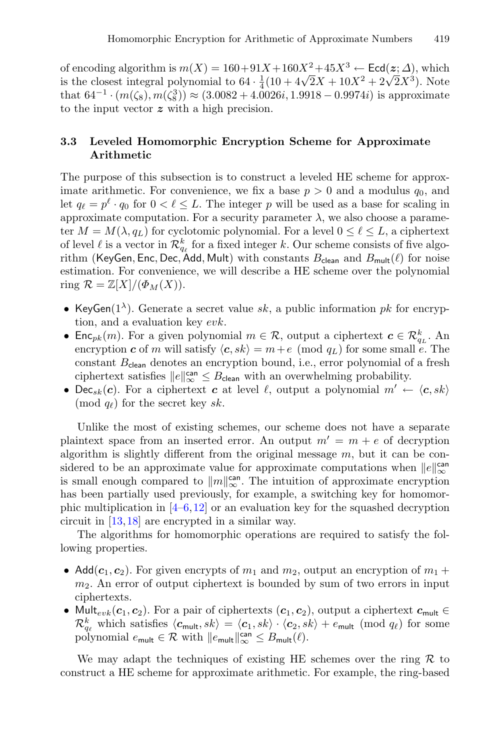of encoding algorithm is $m(X) = 160 + 91X + 160X^2 + 45X^3 \leftarrow \mathsf{Ecd}(\boldsymbol{z}; \Delta)$, which is the closest integral polynomial to $64 \cdot \frac{1}{4}(10 + 4\sqrt{2}X + 10X^2 + 2\sqrt{2}X^3)$. Note that $64^{-1} \cdot (m(\zeta_8), m(\zeta_8^3)) \approx (3.0082 + 4.0026i, 1.9918 - 0.9974i)$ is approximate to the input vector $\boldsymbol{z}$ with a high precision.

### 3.3 Leveled Homomorphic Encryption Scheme for Approximate Arithmetic

The purpose of this subsection is to construct a leveled HE scheme for approximate arithmetic. For convenience, we fix a base $p > 0$ and a modulus $q_0$, and let $q_\ell = p^\ell \cdot q_0$ for $0 < \ell \le L$. The integer $p$ will be used as a base for scaling in approximate computation. For a security parameter $\lambda$, we also choose a parameter $M = M(\lambda, q_L)$ for cyclotomic polynomial. For a level $0 \le \ell \le L$, a ciphertext of level $\ell$ is a vector in $\mathcal{R}_{q_\ell}^k$ for a fixed integer $k$. Our scheme consists of five algorithm ($\mathsf{KeyGen}, \mathsf{Enc}, \mathsf{Dec}, \mathsf{Add}, \mathsf{Mult}$) with constants $B_{\mathsf{clean}}$ and $B_{\mathsf{mult}}(\ell)$ for noise estimation. For convenience, we will describe a HE scheme over the polynomial ring $\mathcal{R} = \mathbb{Z}[X]/(\Phi_M(X))$.

- $\mathsf{KeyGen}(1^\lambda)$. Generate a secret value $sk$, a public information $pk$ for encryption, and a evaluation key $evk$.
- $\mathsf{Enc}_{pk}(m)$. For a given polynomial $m \in \mathcal{R}$, output a ciphertext $\boldsymbol{c} \in \mathcal{R}_{q_L}^k$. An encryption $\boldsymbol{c}$ of $m$ will satisfy $\langle \boldsymbol{c}, sk \rangle = m + e \pmod{q_L}$ for some small $e$. The constant $B_{\mathsf{clean}}$ denotes an encryption bound, i.e., error polynomial of a fresh ciphertext satisfies $\|e\|_\infty^{\mathsf{can}} \le B_{\mathsf{clean}}$ with an overwhelming probability.
- $\mathsf{Dec}_{sk}(\boldsymbol{c})$. For a ciphertext $\boldsymbol{c}$ at level $\ell$, output a polynomial $m' \leftarrow \langle \boldsymbol{c}, sk \rangle \pmod{q_\ell}$ for the secret key $sk$.

Unlike the most of existing schemes, our scheme does not have a separate plaintext space from an inserted error. An output $m' = m + e$ of decryption algorithm is slightly different from the original message $m$, but it can be considered to be an approximate value for approximate computations when $\|e\|_\infty^{\mathsf{can}}$ is small enough compared to $\|m\|_\infty^{\mathsf{can}}$. The intuition of approximate encryption has been partially used previously, for example, a switching key for homomorphic multiplication in [4–6,12] or an evaluation key for the squashed decryption circuit in [13,18] are encrypted in a similar way.

The algorithms for homomorphic operations are required to satisfy the following properties.

- $\mathsf{Add}(\boldsymbol{c}_1, \boldsymbol{c}_2)$. For given encrypts of $m_1$ and $m_2$, output an encryption of $m_1 + m_2$. An error of output ciphertext is bounded by sum of two errors in input ciphertexts.
- $\mathsf{Mult}_{evk}(\boldsymbol{c}_1, \boldsymbol{c}_2)$. For a pair of ciphertexts $(\boldsymbol{c}_1, \boldsymbol{c}_2)$, output a ciphertext $\boldsymbol{c}_{\mathsf{mult}} \in \mathcal{R}_{q_\ell}^k$ which satisfies $\langle \boldsymbol{c}_{\mathsf{mult}}, sk \rangle = \langle \boldsymbol{c}_1, sk \rangle \cdot \langle \boldsymbol{c}_2, sk \rangle + e_{\mathsf{mult}} \pmod{q_\ell}$ for some polynomial $e_{\mathsf{mult}} \in \mathcal{R}$ with $\|e_{\mathsf{mult}}\|_\infty^{\mathsf{can}} \le B_{\mathsf{mult}}(\ell)$.

We may adapt the techniques of existing HE schemes over the ring $\mathcal{R}$ to construct a HE scheme for approximate arithmetic. For example, the ring-based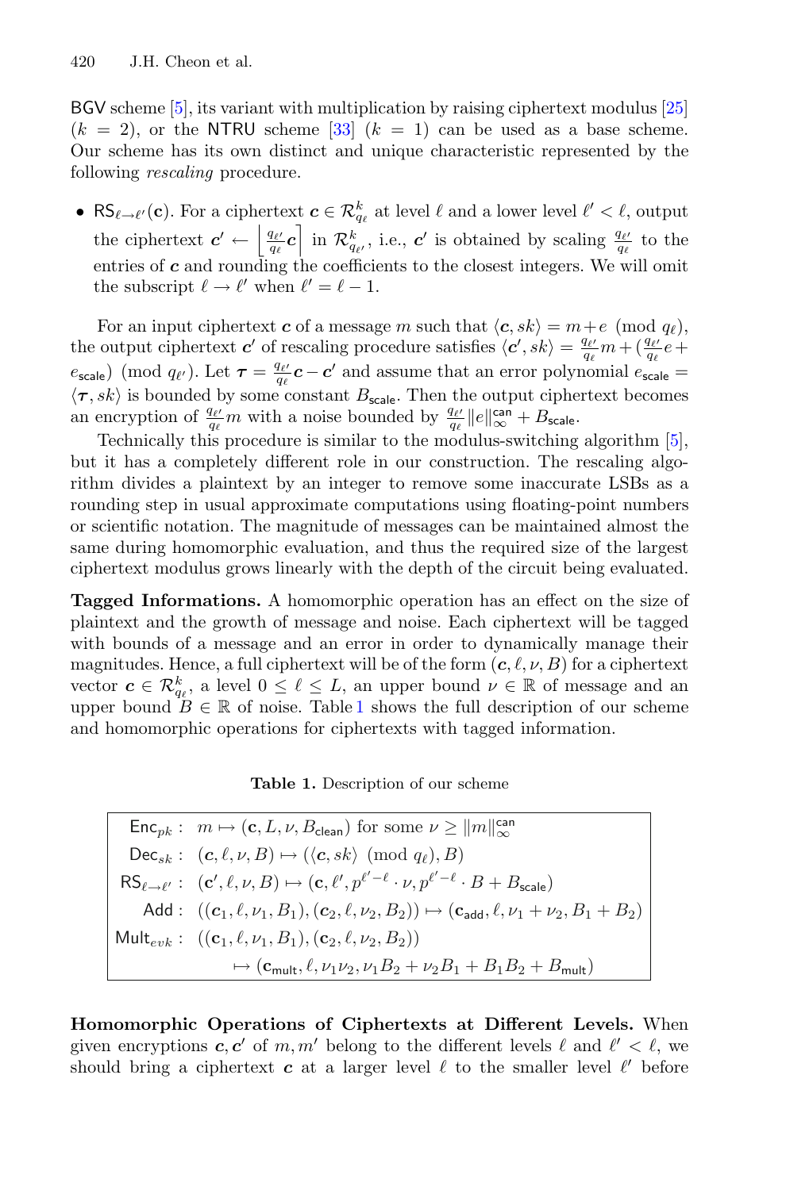BGV scheme [5], its variant with multiplication by raising ciphertext modulus [25] ($k = 2$), or the NTRU scheme [33] ($k = 1$) can be used as a base scheme. Our scheme has its own distinct and unique characteristic represented by the following *rescaling* procedure.

- $\mathsf{RS}_{\ell \to \ell'}(\mathbf{c})$. For a ciphertext $\boldsymbol{c} \in \mathcal{R}_{q_\ell}^k$ at level $\ell$ and a lower level $\ell' < \ell$, output the ciphertext $\boldsymbol{c}' \leftarrow \left\lfloor \frac{q_{\ell'}}{q_\ell} \boldsymbol{c} \right\rceil$ in $\mathcal{R}_{q_{\ell'}}^k$, i.e., $\boldsymbol{c}'$ is obtained by scaling $\frac{q_{\ell'}}{q_\ell}$ to the entries of $\boldsymbol{c}$ and rounding the coefficients to the closest integers. We will omit the subscript $\ell \to \ell'$ when $\ell' = \ell - 1$.

For an input ciphertext $\boldsymbol{c}$ of a message $m$ such that $\langle \boldsymbol{c}, sk \rangle = m + e \pmod{q_\ell}$, the output ciphertext $\boldsymbol{c}'$ of rescaling procedure satisfies $\langle \boldsymbol{c}', sk \rangle = \frac{q_{\ell'}}{q_\ell} m + (\frac{q_{\ell'}}{q_\ell} e + e_{\mathsf{scale}}) \pmod{q_{\ell'}}$. Let $\boldsymbol{\tau} = \frac{q_{\ell'}}{q_\ell} \boldsymbol{c} - \boldsymbol{c}'$ and assume that an error polynomial $e_{\mathsf{scale}} = \langle \boldsymbol{\tau}, sk \rangle$ is bounded by some constant $B_{\mathsf{scale}}$. Then the output ciphertext becomes an encryption of $\frac{q_{\ell'}}{q_\ell} m$ with a noise bounded by $\frac{q_{\ell'}}{q_\ell} \|e\|_\infty^{\mathsf{can}} + B_{\mathsf{scale}}$.

Technically this procedure is similar to the modulus-switching algorithm [5], but it has a completely different role in our construction. The rescaling algorithm divides a plaintext by an integer to remove some inaccurate LSBs as a rounding step in usual approximate computations using floating-point numbers or scientific notation. The magnitude of messages can be maintained almost the same during homomorphic evaluation, and thus the required size of the largest ciphertext modulus grows linearly with the depth of the circuit being evaluated.

**Tagged Informations.** A homomorphic operation has an effect on the size of plaintext and the growth of message and noise. Each ciphertext will be tagged with bounds of a message and an error in order to dynamically manage their magnitudes. Hence, a full ciphertext will be of the form $(\boldsymbol{c}, \ell, \nu, B)$ for a ciphertext vector $\boldsymbol{c} \in \mathcal{R}_{q_\ell}^k$, a level $0 \le \ell \le L$, an upper bound $\nu \in \mathbb{R}$ of message and an upper bound $B \in \mathbb{R}$ of noise. Table 1 shows the full description of our scheme and homomorphic operations for ciphertexts with tagged information.

**Table 1.** Description of our scheme

| | |
|---|---|
| $\mathsf{Enc}_{pk}$ : | $m \mapsto (\mathbf{c}, L, \nu, B_{\mathsf{clean}})$ for some $\nu \ge \|m\|_\infty^{\mathsf{can}}$ |
| $\mathsf{Dec}_{sk}$ : | $(\boldsymbol{c}, \ell, \nu, B) \mapsto (\langle \boldsymbol{c}, sk \rangle \pmod{q_\ell}, B)$ |
| $\mathsf{RS}_{\ell \to \ell'}$ : | $(\mathbf{c}', \ell, \nu, B) \mapsto (\mathbf{c}, \ell', p^{\ell' - \ell} \cdot \nu, p^{\ell' - \ell} \cdot B + B_{\mathsf{scale}})$ |
| $\mathsf{Add}$ : | $((\mathbf{c}_1, \ell, \nu_1, B_1), (\mathbf{c}_2, \ell, \nu_2, B_2)) \mapsto (\mathbf{c}_{\mathsf{add}}, \ell, \nu_1 + \nu_2, B_1 + B_2)$ |
| $\mathsf{Mult}_{evk}$ : | $((\mathbf{c}_1, \ell, \nu_1, B_1), (\mathbf{c}_2, \ell, \nu_2, B_2))$ $\mapsto (\mathbf{c}_{\mathsf{mult}}, \ell, \nu_1 \nu_2, \nu_1 B_2 + \nu_2 B_1 + B_1 B_2 + B_{\mathsf{mult}})$ |

**Homomorphic Operations of Ciphertexts at Different Levels.** When given encryptions $\boldsymbol{c}, \boldsymbol{c}'$ of $m, m'$ belong to the different levels $\ell$ and $\ell' < \ell$, we should bring a ciphertext $\boldsymbol{c}$ at a larger level $\ell$ to the smaller level $\ell'$ before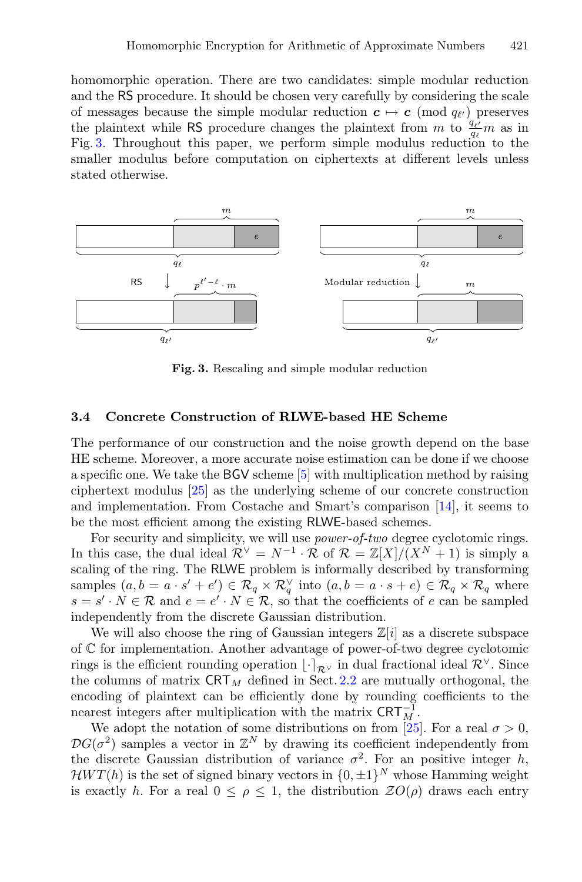homomorphic operation. There are two candidates: simple modular reduction and the RS procedure. It should be chosen very carefully by considering the scale of messages because the simple modular reduction $\boldsymbol{c} \mapsto \boldsymbol{c} \pmod{q_{\ell'}}$ preserves the plaintext while RS procedure changes the plaintext from $m$ to $\frac{q_{\ell'}}{q_\ell} m$ as in Fig. 3. Throughout this paper, we perform simple modulus reduction to the smaller modulus before computation on ciphertexts at different levels unless stated otherwise.

**Fig. 3.** Rescaling and simple modular reduction

### 3.4 Concrete Construction of RLWE-based HE Scheme

The performance of our construction and the noise growth depend on the base HE scheme. Moreover, a more accurate noise estimation can be done if we choose a specific one. We take the BGV scheme [5] with multiplication method by raising ciphertext modulus [25] as the underlying scheme of our concrete construction and implementation. From Costache and Smart's comparison [14], it seems to be the most efficient among the existing RLWE-based schemes.

For security and simplicity, we will use *power-of-two* degree cyclotomic rings. In this case, the dual ideal $\mathcal{R}^\vee = N^{-1} \cdot \mathcal{R}$ of $\mathcal{R} = \mathbb{Z}[X]/(X^N + 1)$ is simply a scaling of the ring. The RLWE problem is informally described by transforming samples $(a, b = a \cdot s' + e') \in \mathcal{R}_q \times \mathcal{R}_q^\vee$ into $(a, b = a \cdot s + e) \in \mathcal{R}_q \times \mathcal{R}_q$ where $s = s' \cdot N \in \mathcal{R}$ and $e = e' \cdot N \in \mathcal{R}$, so that the coefficients of $e$ can be sampled independently from the discrete Gaussian distribution.

We will also choose the ring of Gaussian integers $\mathbb{Z}[i]$ as a discrete subspace of $\mathbb{C}$ for implementation. Another advantage of power-of-two degree cyclotomic rings is the efficient rounding operation $\lfloor \cdot \rceil_{\mathcal{R}^\vee}$ in dual fractional ideal $\mathcal{R}^\vee$. Since the columns of matrix $\mathsf{CRT}_M$ defined in Sect. 2.2 are mutually orthogonal, the encoding of plaintext can be efficiently done by rounding coefficients to the nearest integers after multiplication with the matrix $\mathsf{CRT}_M^{-1}$.

We adopt the notation of some distributions on from [25]. For a real $\sigma > 0$, $\mathcal{DG}(\sigma^2)$ samples a vector in $\mathbb{Z}^N$ by drawing its coefficient independently from the discrete Gaussian distribution of variance $\sigma^2$. For an positive integer $h$, $\mathcal{HWT}(h)$ is the set of signed binary vectors in $\{0, \pm 1\}^N$ whose Hamming weight is exactly $h$. For a real $0 \leq \rho \leq 1$, the distribution $\mathcal{ZO}(\rho)$ draws each entry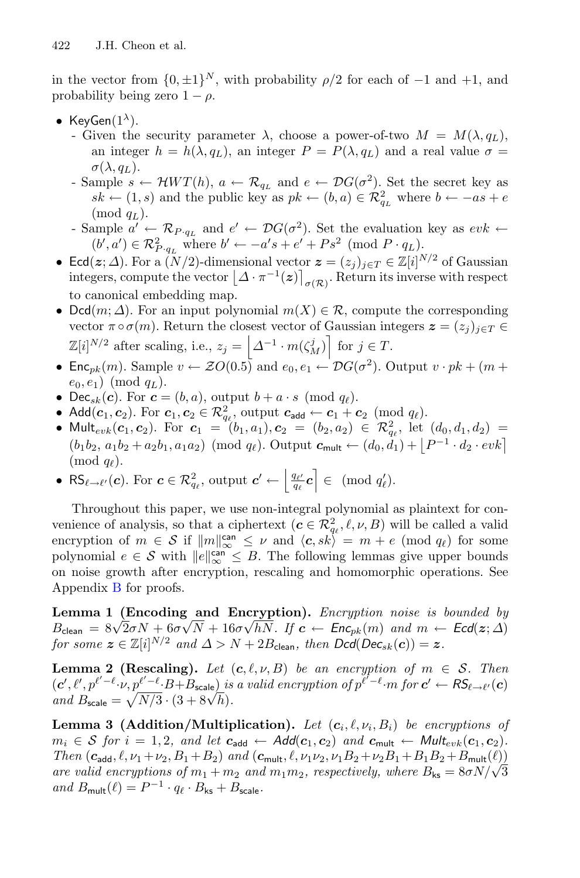in the vector from $\{0, \pm 1\}^N$, with probability $\rho/2$ for each of $-1$ and $+1$, and probability being zero $1 - \rho$.

- $\mathsf{KeyGen}(1^\lambda)$.
  - Given the security parameter $\lambda$, choose a power-of-two $M = M(\lambda, q_L)$, an integer $h = h(\lambda, q_L)$, an integer $P = P(\lambda, q_L)$ and a real value $\sigma = \sigma(\lambda, q_L)$.
  - Sample $s \leftarrow \mathcal{HWT}(h)$, $a \leftarrow \mathcal{R}_{q_L}$ and $e \leftarrow \mathcal{DG}(\sigma^2)$. Set the secret key as $sk \leftarrow (1, s)$ and the public key as $pk \leftarrow (b, a) \in \mathcal{R}_{q_L}^2$ where $b \leftarrow -as + e \pmod{q_L}$.
  - Sample $a' \leftarrow \mathcal{R}_{P \cdot q_L}$ and $e' \leftarrow \mathcal{DG}(\sigma^2)$. Set the evaluation key as $evk \leftarrow (b', a') \in \mathcal{R}_{P \cdot q_L}^2$ where $b' \leftarrow -a's + e' + Ps^2 \pmod{P \cdot q_L}$.
- $\mathsf{Ecd}(\boldsymbol{z}; \Delta)$. For a $(N/2)$-dimensional vector $\boldsymbol{z} = (z_j)_{j \in T} \in \mathbb{Z}[i]^{N/2}$ of Gaussian integers, compute the vector $\left\lfloor \Delta \cdot \pi^{-1}(\boldsymbol{z}) \right\rceil_{\sigma(\mathcal{R})}$. Return its inverse with respect to canonical embedding map.
- $\mathsf{Dcd}(m; \Delta)$. For an input polynomial $m(X) \in \mathcal{R}$, compute the corresponding vector $\pi \circ \sigma(m)$. Return the closest vector of Gaussian integers $\boldsymbol{z} = (z_j)_{j \in T} \in \mathbb{Z}[i]^{N/2}$ after scaling, i.e., $z_j = \left\lfloor \Delta^{-1} \cdot m(\zeta_M^j) \right\rceil$ for $j \in T$.
- $\mathsf{Enc}_{pk}(m)$. Sample $v \leftarrow \mathcal{ZO}(0.5)$ and $e_0, e_1 \leftarrow \mathcal{DG}(\sigma^2)$. Output $v \cdot pk + (m + e_0, e_1) \pmod{q_L}$.
- $\mathsf{Dec}_{sk}(\boldsymbol{c})$. For $\boldsymbol{c} = (b, a)$, output $b + a \cdot s \pmod{q_\ell}$.
- $\mathsf{Add}(\boldsymbol{c}_1, \boldsymbol{c}_2)$. For $\boldsymbol{c}_1, \boldsymbol{c}_2 \in \mathcal{R}_{q_\ell}^2$, output $\boldsymbol{c}_{\mathsf{add}} \leftarrow \boldsymbol{c}_1 + \boldsymbol{c}_2 \pmod{q_\ell}$.
- $\mathsf{Mult}_{evk}(\boldsymbol{c}_1, \boldsymbol{c}_2)$. For $\boldsymbol{c}_1 = (b_1, a_1), \boldsymbol{c}_2 = (b_2, a_2) \in \mathcal{R}_{q_\ell}^2$, let $(d_0, d_1, d_2) = (b_1 b_2,\, a_1 b_2 + a_2 b_1,\, a_1 a_2) \pmod{q_\ell}$. Output $\boldsymbol{c}_{\mathsf{mult}} \leftarrow (d_0, d_1) + \left\lfloor P^{-1} \cdot d_2 \cdot evk \right\rceil \pmod{q_\ell}$.
- $\mathsf{RS}_{\ell \to \ell'}(\boldsymbol{c})$. For $\boldsymbol{c} \in \mathcal{R}_{q_\ell}^2$, output $\boldsymbol{c}' \leftarrow \left\lfloor \frac{q_{\ell'}}{q_\ell} \boldsymbol{c} \right\rceil \in \pmod{q_\ell'}$.

Throughout this paper, we use non-integral polynomial as plaintext for convenience of analysis, so that a ciphertext $(\boldsymbol{c} \in \mathcal{R}_{q_\ell}^2, \ell, \nu, B)$ will be called a valid encryption of $m \in \mathcal{S}$ if $\|m\|_\infty^{\mathsf{can}} \le \nu$ and $\langle \boldsymbol{c}, sk \rangle = m + e \pmod{q_\ell}$ for some polynomial $e \in \mathcal{S}$ with $\|e\|_\infty^{\mathsf{can}} \le B$. The following lemmas give upper bounds on noise growth after encryption, rescaling and homomorphic operations. See Appendix B for proofs.

**Lemma 1 (Encoding and Encryption).** *Encryption noise is bounded by* $B_{\mathsf{clean}} = 8\sqrt{2}\sigma N + 6\sigma\sqrt{N} + 16\sigma\sqrt{hN}$. *If* $\boldsymbol{c} \leftarrow \mathsf{Enc}_{pk}(m)$ *and* $m \leftarrow \mathsf{Ecd}(\boldsymbol{z}; \Delta)$ *for some* $\boldsymbol{z} \in \mathbb{Z}[i]^{N/2}$ *and* $\Delta > N + 2B_{\mathsf{clean}}$, *then* $\mathsf{Dcd}(\mathsf{Dec}_{sk}(\boldsymbol{c})) = \boldsymbol{z}$.

**Lemma 2 (Rescaling).** *Let* $(\boldsymbol{c}, \ell, \nu, B)$ *be an encryption of* $m \in \mathcal{S}$. *Then* $(\boldsymbol{c}', \ell', p^{\ell'-\ell} \cdot \nu, p^{\ell'-\ell} \cdot B + B_{\mathsf{scale}})$ *is a valid encryption of* $p^{\ell'-\ell} \cdot m$ *for* $\boldsymbol{c}' \leftarrow \mathsf{RS}_{\ell \to \ell'}(\boldsymbol{c})$ *and* $B_{\mathsf{scale}} = \sqrt{N/3} \cdot (3 + 8\sqrt{h})$.

**Lemma 3 (Addition/Multiplication).** *Let* $(\boldsymbol{c}_i, \ell, \nu_i, B_i)$ *be encryptions of* $m_i \in \mathcal{S}$ *for* $i = 1, 2$, *and let* $\boldsymbol{c}_{\mathsf{add}} \leftarrow \mathsf{Add}(\boldsymbol{c}_1, \boldsymbol{c}_2)$ *and* $\boldsymbol{c}_{\mathsf{mult}} \leftarrow \mathsf{Mult}_{evk}(\boldsymbol{c}_1, \boldsymbol{c}_2)$. *Then* $(\boldsymbol{c}_{\mathsf{add}}, \ell, \nu_1 + \nu_2, B_1 + B_2)$ *and* $(\boldsymbol{c}_{\mathsf{mult}}, \ell, \nu_1\nu_2, \nu_1 B_2 + \nu_2 B_1 + B_1 B_2 + B_{\mathsf{mult}}(\ell))$ *are valid encryptions of* $m_1 + m_2$ *and* $m_1 m_2$, *respectively, where* $B_{\mathsf{ks}} = 8\sigma N/\sqrt{3}$ *and* $B_{\mathsf{mult}}(\ell) = P^{-1} \cdot q_\ell \cdot B_{\mathsf{ks}} + B_{\mathsf{scale}}$.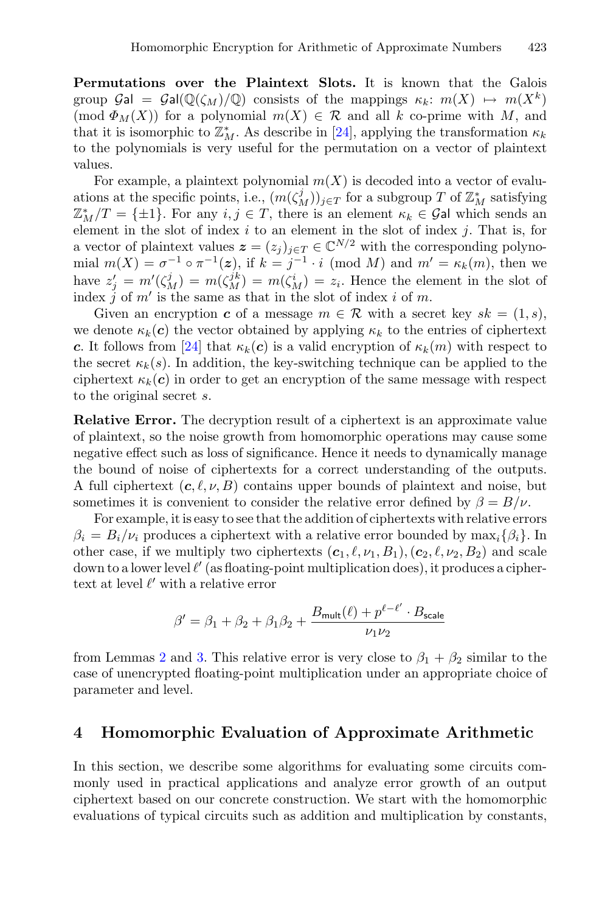**Permutations over the Plaintext Slots.** It is known that the Galois group $\mathcal{G}\mathsf{al} = \mathcal{G}\mathsf{al}(\mathbb{Q}(\zeta_M)/\mathbb{Q})$ consists of the mappings $\kappa_k$: $m(X) \mapsto m(X^k) \pmod{\Phi_M(X)}$ for a polynomial $m(X) \in \mathcal{R}$ and all $k$ co-prime with $M$, and that it is isomorphic to $\mathbb{Z}_M^*$. As describe in [24], applying the transformation $\kappa_k$ to the polynomials is very useful for the permutation on a vector of plaintext values.

For example, a plaintext polynomial $m(X)$ is decoded into a vector of evaluations at the specific points, i.e., $(m(\zeta_M^j))_{j \in T}$ for a subgroup $T$ of $\mathbb{Z}_M^*$ satisfying $\mathbb{Z}_M^*/T = \{\pm 1\}$. For any $i, j \in T$, there is an element $\kappa_k \in \mathcal{G}\mathsf{al}$ which sends an element in the slot of index $i$ to an element in the slot of index $j$. That is, for a vector of plaintext values $\boldsymbol{z} = (z_j)_{j \in T} \in \mathbb{C}^{N/2}$ with the corresponding polynomial $m(X) = \sigma^{-1} \circ \pi^{-1}(\boldsymbol{z})$, if $k = j^{-1} \cdot i \pmod M$ and $m' = \kappa_k(m)$, then we have $z'_j = m'(\zeta_M^j) = m(\zeta_M^{jk}) = m(\zeta_M^i) = z_i$. Hence the element in the slot of index $j$ of $m'$ is the same as that in the slot of index $i$ of $m$.

Given an encryption $\boldsymbol{c}$ of a message $m \in \mathcal{R}$ with a secret key $sk = (1, s)$, we denote $\kappa_k(\boldsymbol{c})$ the vector obtained by applying $\kappa_k$ to the entries of ciphertext $\boldsymbol{c}$. It follows from [24] that $\kappa_k(\boldsymbol{c})$ is a valid encryption of $\kappa_k(m)$ with respect to the secret $\kappa_k(s)$. In addition, the key-switching technique can be applied to the ciphertext $\kappa_k(\boldsymbol{c})$ in order to get an encryption of the same message with respect to the original secret $s$.

**Relative Error.** The decryption result of a ciphertext is an approximate value of plaintext, so the noise growth from homomorphic operations may cause some negative effect such as loss of significance. Hence it needs to dynamically manage the bound of noise of ciphertexts for a correct understanding of the outputs. A full ciphertext $(\boldsymbol{c}, \ell, \nu, B)$ contains upper bounds of plaintext and noise, but sometimes it is convenient to consider the relative error defined by $\beta = B/\nu$.

For example, it is easy to see that the addition of ciphertexts with relative errors $\beta_i = B_i/\nu_i$ produces a ciphertext with a relative error bounded by $\max_i\{\beta_i\}$. In other case, if we multiply two ciphertexts $(\boldsymbol{c}_1, \ell, \nu_1, B_1), (\boldsymbol{c}_2, \ell, \nu_2, B_2)$ and scale down to a lower level $\ell'$ (as floating-point multiplication does), it produces a ciphertext at level $\ell'$ with a relative error

$$\beta' = \beta_1 + \beta_2 + \beta_1\beta_2 + \frac{B_{\mathsf{mult}}(\ell) + p^{\ell-\ell'} \cdot B_{\mathsf{scale}}}{\nu_1\nu_2}$$

from Lemmas 2 and 3. This relative error is very close to $\beta_1 + \beta_2$ similar to the case of unencrypted floating-point multiplication under an appropriate choice of parameter and level.

## 4 Homomorphic Evaluation of Approximate Arithmetic

In this section, we describe some algorithms for evaluating some circuits commonly used in practical applications and analyze error growth of an output ciphertext based on our concrete construction. We start with the homomorphic evaluations of typical circuits such as addition and multiplication by constants,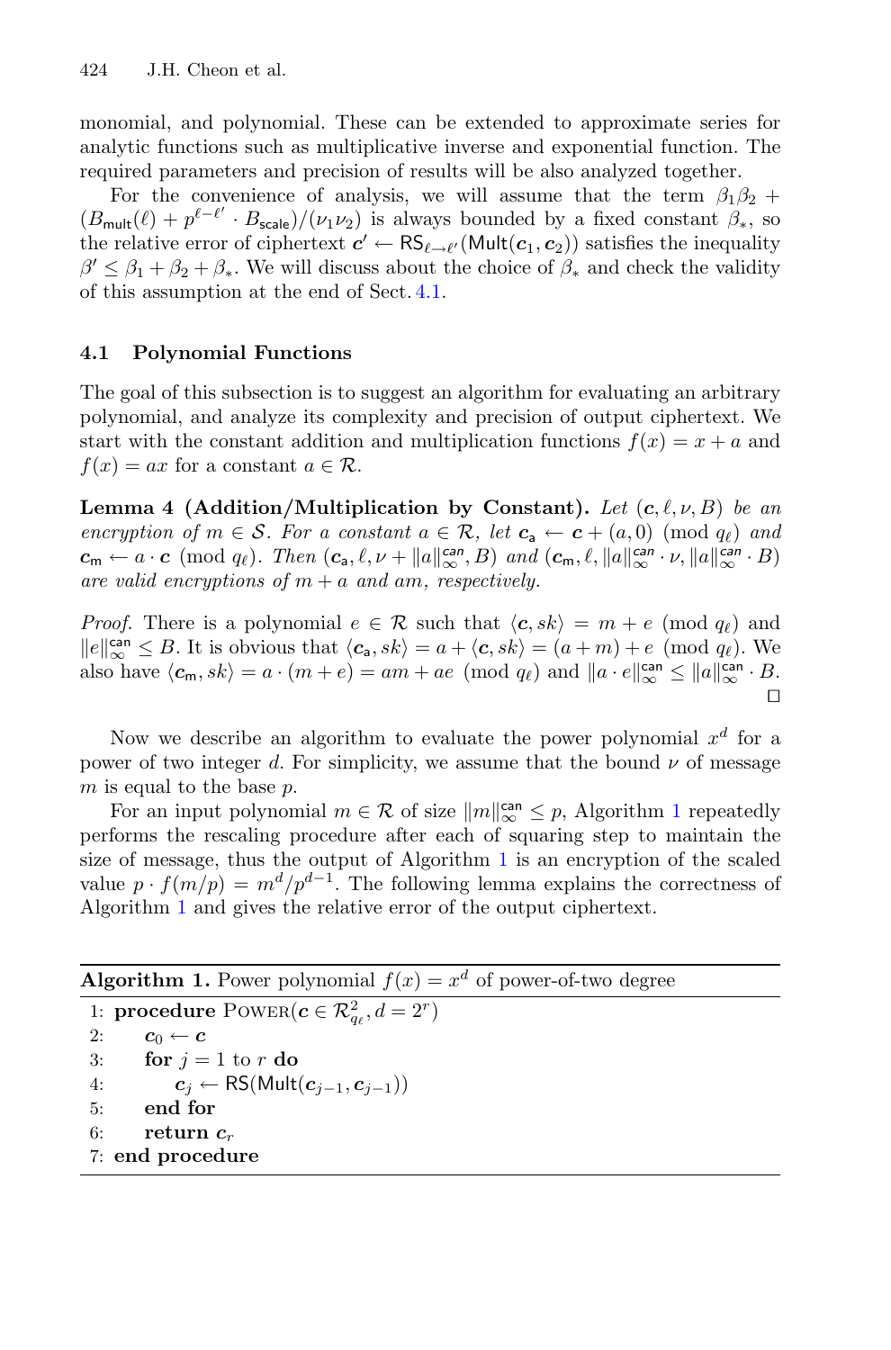monomial, and polynomial. These can be extended to approximate series for analytic functions such as multiplicative inverse and exponential function. The required parameters and precision of results will be also analyzed together.

For the convenience of analysis, we will assume that the term $\beta_1\beta_2 + (B_{\mathsf{mult}}(\ell) + p^{\ell-\ell'} \cdot B_{\mathsf{scale}})/(\nu_1\nu_2)$ is always bounded by a fixed constant $\beta_*$, so the relative error of ciphertext $\boldsymbol{c}' \leftarrow \mathsf{RS}_{\ell\to\ell'}(\mathsf{Mult}(\boldsymbol{c}_1, \boldsymbol{c}_2))$ satisfies the inequality $\beta' \leq \beta_1 + \beta_2 + \beta_*$. We will discuss about the choice of $\beta_*$ and check the validity of this assumption at the end of Sect. 4.1.

### 4.1 Polynomial Functions

The goal of this subsection is to suggest an algorithm for evaluating an arbitrary polynomial, and analyze its complexity and precision of output ciphertext. We start with the constant addition and multiplication functions $f(x) = x + a$ and $f(x) = ax$ for a constant $a \in \mathcal{R}$.

**Lemma 4 (Addition/Multiplication by Constant).** *Let $(\boldsymbol{c}, \ell, \nu, B)$ be an encryption of $m \in \mathcal{S}$. For a constant $a \in \mathcal{R}$, let $\boldsymbol{c}_{\mathsf{a}} \leftarrow \boldsymbol{c} + (a, 0) \pmod{q_\ell}$ and $\boldsymbol{c}_{\mathsf{m}} \leftarrow a \cdot \boldsymbol{c} \pmod{q_\ell}$. Then $(\boldsymbol{c}_{\mathsf{a}}, \ell, \nu + \|a\|_\infty^{\mathsf{can}}, B)$ and $(\boldsymbol{c}_{\mathsf{m}}, \ell, \|a\|_\infty^{\mathsf{can}} \cdot \nu, \|a\|_\infty^{\mathsf{can}} \cdot B)$ are valid encryptions of $m + a$ and $am$, respectively.*

*Proof.* There is a polynomial $e \in \mathcal{R}$ such that $\langle \boldsymbol{c}, sk \rangle = m + e \pmod{q_\ell}$ and $\|e\|_\infty^{\mathsf{can}} \leq B$. It is obvious that $\langle \boldsymbol{c}_{\mathsf{a}}, sk \rangle = a + \langle \boldsymbol{c}, sk \rangle = (a + m) + e \pmod{q_\ell}$. We also have $\langle \boldsymbol{c}_{\mathsf{m}}, sk \rangle = a \cdot (m + e) = am + ae \pmod{q_\ell}$ and $\|a \cdot e\|_\infty^{\mathsf{can}} \leq \|a\|_\infty^{\mathsf{can}} \cdot B$. $\square$

Now we describe an algorithm to evaluate the power polynomial $x^d$ for a power of two integer $d$. For simplicity, we assume that the bound $\nu$ of message $m$ is equal to the base $p$.

For an input polynomial $m \in \mathcal{R}$ of size $\|m\|_\infty^{\mathsf{can}} \leq p$, Algorithm 1 repeatedly performs the rescaling procedure after each of squaring step to maintain the size of message, thus the output of Algorithm 1 is an encryption of the scaled value $p \cdot f(m/p) = m^d/p^{d-1}$. The following lemma explains the correctness of Algorithm 1 and gives the relative error of the output ciphertext.

**Algorithm 1.** Power polynomial $f(x) = x^d$ of power-of-two degree

```
1: procedure Power(c ∈ R²_{q_ℓ}, d = 2^r)
2:     c_0 ← c
3:     for j = 1 to r do
4:         c_j ← RS(Mult(c_{j−1}, c_{j−1}))
5:     end for
6:     return c_r
7: end procedure
```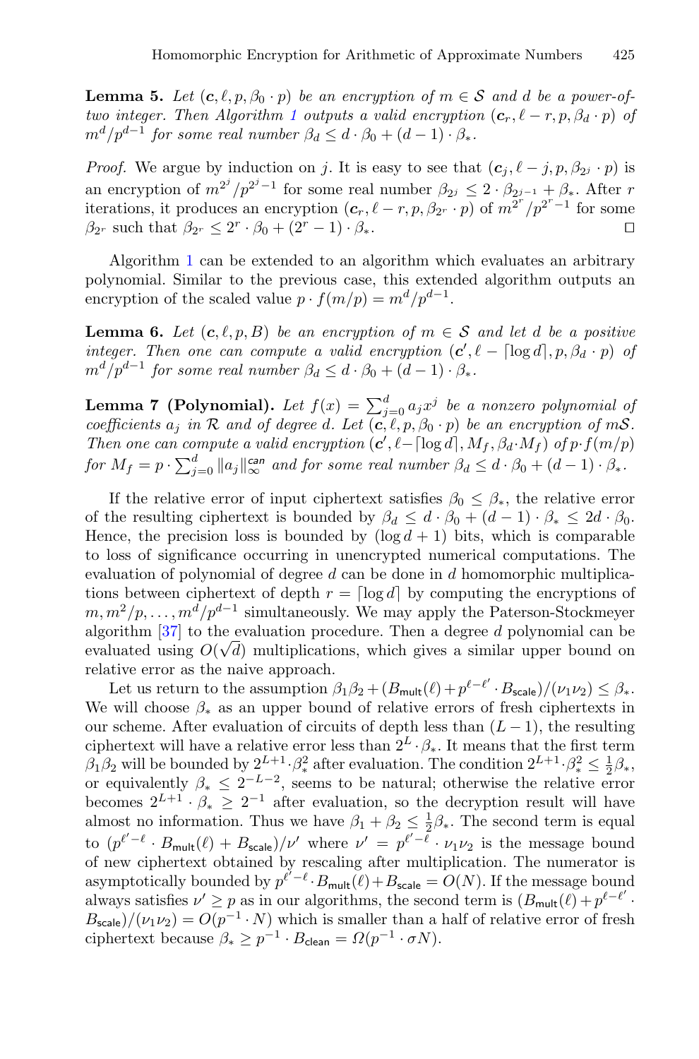**Lemma 5.** *Let $(\boldsymbol{c}, \ell, p, \beta_0 \cdot p)$ be an encryption of $m \in \mathcal{S}$ and $d$ be a power-of-two integer. Then Algorithm 1 outputs a valid encryption $(\boldsymbol{c}_r, \ell - r, p, \beta_d \cdot p)$ of $m^d/p^{d-1}$ for some real number $\beta_d \leq d \cdot \beta_0 + (d-1) \cdot \beta_*$.*

*Proof.* We argue by induction on $j$. It is easy to see that $(\boldsymbol{c}_j, \ell - j, p, \beta_{2^j} \cdot p)$ is an encryption of $m^{2^j}/p^{2^j-1}$ for some real number $\beta_{2^j} \leq 2 \cdot \beta_{2^{j-1}} + \beta_*$. After $r$ iterations, it produces an encryption $(\boldsymbol{c}_r, \ell - r, p, \beta_{2^r} \cdot p)$ of $m^{2^r}/p^{2^r-1}$ for some $\beta_{2^r}$ such that $\beta_{2^r} \leq 2^r \cdot \beta_0 + (2^r - 1) \cdot \beta_*$. ◻

Algorithm 1 can be extended to an algorithm which evaluates an arbitrary polynomial. Similar to the previous case, this extended algorithm outputs an encryption of the scaled value $p \cdot f(m/p) = m^d/p^{d-1}$.

**Lemma 6.** *Let $(\boldsymbol{c}, \ell, p, B)$ be an encryption of $m \in \mathcal{S}$ and let $d$ be a positive integer. Then one can compute a valid encryption $(\boldsymbol{c}', \ell - \lceil \log d \rceil, p, \beta_d \cdot p)$ of $m^d/p^{d-1}$ for some real number $\beta_d \leq d \cdot \beta_0 + (d-1) \cdot \beta_*$.*

**Lemma 7 (Polynomial).** *Let $f(x) = \sum_{j=0}^{d} a_j x^j$ be a nonzero polynomial of coefficients $a_j$ in $\mathcal{R}$ and of degree $d$. Let $(\boldsymbol{c}, \ell, p, \beta_0 \cdot p)$ be an encryption of $m\mathcal{S}$. Then one can compute a valid encryption $(\boldsymbol{c}', \ell - \lceil \log d \rceil, M_f, \beta_d \cdot M_f)$ of $p \cdot f(m/p)$ for $M_f = p \cdot \sum_{j=0}^{d} \|a_j\|_\infty^{\mathsf{can}}$ and for some real number $\beta_d \leq d \cdot \beta_0 + (d-1) \cdot \beta_*$.*

If the relative error of input ciphertext satisfies $\beta_0 \leq \beta_*$, the relative error of the resulting ciphertext is bounded by $\beta_d \leq d \cdot \beta_0 + (d-1) \cdot \beta_* \leq 2d \cdot \beta_0$. Hence, the precision loss is bounded by $(\log d + 1)$ bits, which is comparable to loss of significance occurring in unencrypted numerical computations. The evaluation of polynomial of degree $d$ can be done in $d$ homomorphic multiplications between ciphertext of depth $r = \lceil \log d \rceil$ by computing the encryptions of $m, m^2/p, \ldots, m^d/p^{d-1}$ simultaneously. We may apply the Paterson-Stockmeyer algorithm [37] to the evaluation procedure. Then a degree $d$ polynomial can be evaluated using $O(\sqrt{d})$ multiplications, which gives a similar upper bound on relative error as the naive approach.

Let us return to the assumption $\beta_1\beta_2 + (B_{\mathsf{mult}}(\ell) + p^{\ell-\ell'} \cdot B_{\mathsf{scale}})/(\nu_1\nu_2) \leq \beta_*$. We will choose $\beta_*$ as an upper bound of relative errors of fresh ciphertexts in our scheme. After evaluation of circuits of depth less than $(L-1)$, the resulting ciphertext will have a relative error less than $2^L \cdot \beta_*$. It means that the first term $\beta_1\beta_2$ will be bounded by $2^{L+1} \cdot \beta_*^2$ after evaluation. The condition $2^{L+1} \cdot \beta_*^2 \leq \frac{1}{2}\beta_*$, or equivalently $\beta_* \leq 2^{-L-2}$, seems to be natural; otherwise the relative error becomes $2^{L+1} \cdot \beta_* \geq 2^{-1}$ after evaluation, so the decryption result will have almost no information. Thus we have $\beta_1 + \beta_2 \leq \frac{1}{2}\beta_*$. The second term is equal to $(p^{\ell'-\ell} \cdot B_{\mathsf{mult}}(\ell) + B_{\mathsf{scale}})/\nu'$ where $\nu' = p^{\ell'-\ell} \cdot \nu_1\nu_2$ is the message bound of new ciphertext obtained by rescaling after multiplication. The numerator is asymptotically bounded by $p^{\ell'-\ell} \cdot B_{\mathsf{mult}}(\ell) + B_{\mathsf{scale}} = O(N)$. If the message bound always satisfies $\nu' \geq p$ as in our algorithms, the second term is $(B_{\mathsf{mult}}(\ell) + p^{\ell-\ell'} \cdot B_{\mathsf{scale}})/(\nu_1\nu_2) = O(p^{-1} \cdot N)$ which is smaller than a half of relative error of fresh ciphertext because $\beta_* \geq p^{-1} \cdot B_{\mathsf{clean}} = \Omega(p^{-1} \cdot \sigma N)$.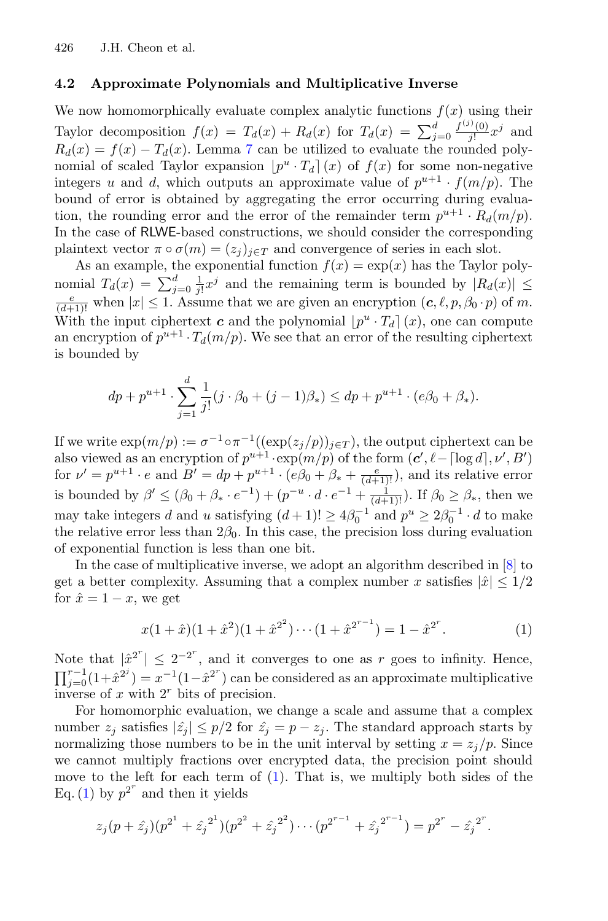### 4.2 Approximate Polynomials and Multiplicative Inverse

We now homomorphically evaluate complex analytic functions $f(x)$ using their Taylor decomposition $f(x) = T_d(x) + R_d(x)$ for $T_d(x) = \sum_{j=0}^{d} \frac{f^{(j)}(0)}{j!} x^j$ and $R_d(x) = f(x) - T_d(x)$. Lemma 7 can be utilized to evaluate the rounded polynomial of scaled Taylor expansion $\lfloor p^u \cdot T_d \rceil (x)$ of $f(x)$ for some non-negative integers $u$ and $d$, which outputs an approximate value of $p^{u+1} \cdot f(m/p)$. The bound of error is obtained by aggregating the error occurring during evaluation, the rounding error and the error of the remainder term $p^{u+1} \cdot R_d(m/p)$. In the case of RLWE-based constructions, we should consider the corresponding plaintext vector $\pi \circ \sigma(m) = (z_j)_{j \in T}$ and convergence of series in each slot.

As an example, the exponential function $f(x) = \exp(x)$ has the Taylor polynomial $T_d(x) = \sum_{j=0}^{d} \frac{1}{j!} x^j$ and the remaining term is bounded by $|R_d(x)| \leq \frac{e}{(d+1)!}$ when $|x| \leq 1$. Assume that we are given an encryption $(\boldsymbol{c}, \ell, p, \beta_0 \cdot p)$ of $m$. With the input ciphertext $\boldsymbol{c}$ and the polynomial $\lfloor p^u \cdot T_d \rceil (x)$, one can compute an encryption of $p^{u+1} \cdot T_d(m/p)$. We see that an error of the resulting ciphertext is bounded by

$$dp + p^{u+1} \cdot \sum_{j=1}^{d} \frac{1}{j!}(j \cdot \beta_0 + (j-1)\beta_*) \leq dp + p^{u+1} \cdot (e\beta_0 + \beta_*).$$

If we write $\exp(m/p) := \sigma^{-1} \circ \pi^{-1}((\exp(z_j/p))_{j \in T})$, the output ciphertext can be also viewed as an encryption of $p^{u+1} \cdot \exp(m/p)$ of the form $(\boldsymbol{c}', \ell - \lceil \log d \rceil, \nu', B')$ for $\nu' = p^{u+1} \cdot e$ and $B' = dp + p^{u+1} \cdot (e\beta_0 + \beta_* + \frac{e}{(d+1)!})$, and its relative error is bounded by $\beta' \leq (\beta_0 + \beta_* \cdot e^{-1}) + (p^{-u} \cdot d \cdot e^{-1} + \frac{1}{(d+1)!})$. If $\beta_0 \geq \beta_*$, then we may take integers $d$ and $u$ satisfying $(d+1)! \geq 4\beta_0^{-1}$ and $p^u \geq 2\beta_0^{-1} \cdot d$ to make the relative error less than $2\beta_0$. In this case, the precision loss during evaluation of exponential function is less than one bit.

In the case of multiplicative inverse, we adopt an algorithm described in [8] to get a better complexity. Assuming that a complex number $x$ satisfies $|\hat{x}| \leq 1/2$ for $\hat{x} = 1 - x$, we get

$$x(1+\hat{x})(1+\hat{x}^2)(1+\hat{x}^{2^2}) \cdots (1+\hat{x}^{2^{r-1}}) = 1 - \hat{x}^{2^r}. \tag{1}$$

Note that $|\hat{x}^{2^r}| \leq 2^{-2^r}$, and it converges to one as $r$ goes to infinity. Hence, $\prod_{j=0}^{r-1}(1+\hat{x}^{2^j}) = x^{-1}(1-\hat{x}^{2^r})$ can be considered as an approximate multiplicative inverse of $x$ with $2^r$ bits of precision.

For homomorphic evaluation, we change a scale and assume that a complex number $z_j$ satisfies $|\hat{z_j}| \leq p/2$ for $\hat{z_j} = p - z_j$. The standard approach starts by normalizing those numbers to be in the unit interval by setting $x = z_j/p$. Since we cannot multiply fractions over encrypted data, the precision point should move to the left for each term of (1). That is, we multiply both sides of the Eq. (1) by $p^{2^r}$ and then it yields

$$z_j(p + \hat{z_j})(p^{2^1} + \hat{z_j}^{2^1})(p^{2^2} + \hat{z_j}^{2^2}) \cdots (p^{2^{r-1}} + \hat{z_j}^{2^{r-1}}) = p^{2^r} - \hat{z_j}^{2^r}.$$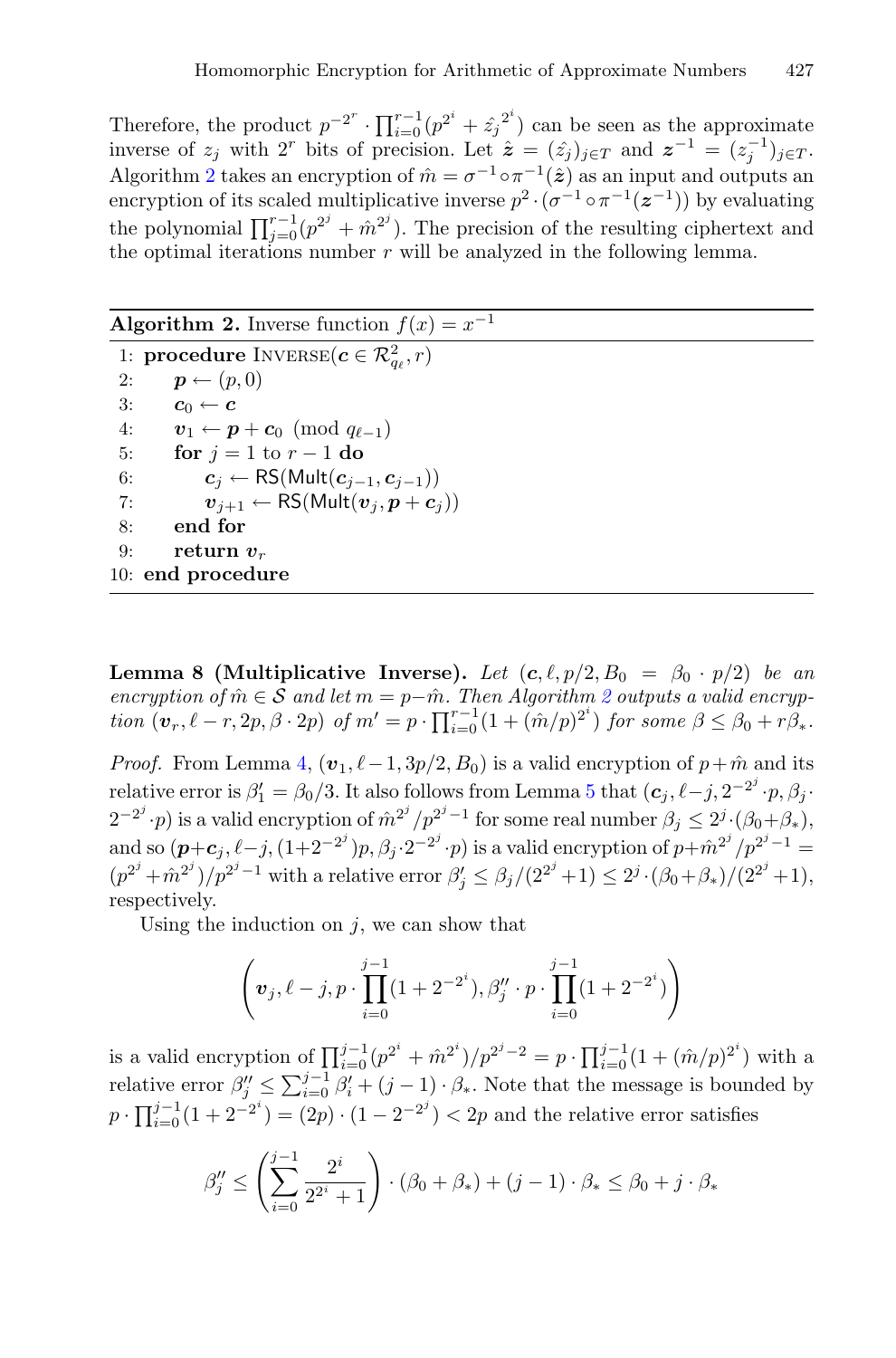Therefore, the product $p^{-2^r} \cdot \prod_{i=0}^{r-1}(p^{2^i} + \hat{z_j}^{2^i})$ can be seen as the approximate inverse of $z_j$ with $2^r$ bits of precision. Let $\hat{\boldsymbol{z}} = (\hat{z_j})_{j \in T}$ and $\boldsymbol{z}^{-1} = (z_j^{-1})_{j \in T}$. Algorithm 2 takes an encryption of $\hat{m} = \sigma^{-1} \circ \pi^{-1}(\hat{\boldsymbol{z}})$ as an input and outputs an encryption of its scaled multiplicative inverse $p^2 \cdot (\sigma^{-1} \circ \pi^{-1}(\boldsymbol{z}^{-1}))$ by evaluating the polynomial $\prod_{j=0}^{r-1}(p^{2^j} + \hat{m}^{2^j})$. The precision of the resulting ciphertext and the optimal iterations number $r$ will be analyzed in the following lemma.

**Algorithm 2.** Inverse function $f(x) = x^{-1}$

```
1: procedure INVERSE(c ∈ R²_{q_ℓ}, r)
2:     p ← (p, 0)
3:     c_0 ← c
4:     v_1 ← p + c_0 (mod q_{ℓ-1})
5:     for j = 1 to r − 1 do
6:         c_j ← RS(Mult(c_{j-1}, c_{j-1}))
7:         v_{j+1} ← RS(Mult(v_j, p + c_j))
8:     end for
9:     return v_r
10: end procedure
```

**Lemma 8 (Multiplicative Inverse).** *Let* $(\boldsymbol{c}, \ell, p/2, B_0 = \beta_0 \cdot p/2)$ *be an encryption of* $\hat{m} \in \mathcal{S}$ *and let* $m = p - \hat{m}$. *Then Algorithm 2 outputs a valid encryption* $(\boldsymbol{v}_r, \ell - r, 2p, \beta \cdot 2p)$ *of* $m' = p \cdot \prod_{i=0}^{r-1}(1 + (\hat{m}/p)^{2^i})$ *for some* $\beta \leq \beta_0 + r\beta_*$.

*Proof.* From Lemma 4, $(\boldsymbol{v}_1, \ell - 1, 3p/2, B_0)$ is a valid encryption of $p + \hat{m}$ and its relative error is $\beta_1' = \beta_0/3$. It also follows from Lemma 5 that $(\boldsymbol{c}_j, \ell - j, 2^{-2^j} \cdot p, \beta_j \cdot 2^{-2^j} \cdot p)$ is a valid encryption of $\hat{m}^{2^j}/p^{2^j - 1}$ for some real number $\beta_j \leq 2^j \cdot (\beta_0 + \beta_*)$, and so $(\boldsymbol{p} + \boldsymbol{c}_j, \ell - j, (1 + 2^{-2^j})p, \beta_j \cdot 2^{-2^j} \cdot p)$ is a valid encryption of $p + \hat{m}^{2^j}/p^{2^j - 1} = (p^{2^j} + \hat{m}^{2^j})/p^{2^j - 1}$ with a relative error $\beta_j' \leq \beta_j/(2^{2^j} + 1) \leq 2^j \cdot (\beta_0 + \beta_*)/(2^{2^j} + 1)$, respectively.

Using the induction on $j$, we can show that

$$\left(\boldsymbol{v}_j, \ell - j, p \cdot \prod_{i=0}^{j-1}(1 + 2^{-2^i}), \beta_j'' \cdot p \cdot \prod_{i=0}^{j-1}(1 + 2^{-2^i})\right)$$

is a valid encryption of $\prod_{i=0}^{j-1}(p^{2^i} + \hat{m}^{2^i})/p^{2^j - 2} = p \cdot \prod_{i=0}^{j-1}(1 + (\hat{m}/p)^{2^i})$ with a relative error $\beta_j'' \leq \sum_{i=0}^{j-1} \beta_i' + (j-1) \cdot \beta_*$. Note that the message is bounded by $p \cdot \prod_{i=0}^{j-1}(1 + 2^{-2^i}) = (2p) \cdot (1 - 2^{-2^j}) < 2p$ and the relative error satisfies

$$\beta_j'' \leq \left(\sum_{i=0}^{j-1} \frac{2^i}{2^{2^i} + 1}\right) \cdot (\beta_0 + \beta_*) + (j-1) \cdot \beta_* \leq \beta_0 + j \cdot \beta_*$$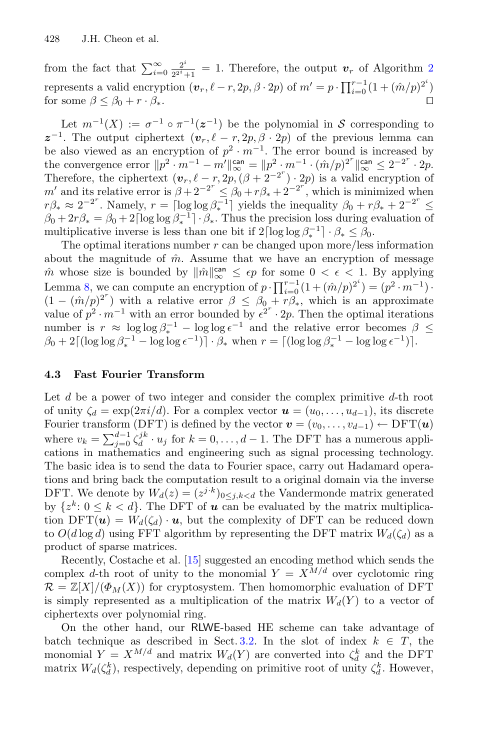from the fact that $\sum_{i=0}^{\infty} \frac{2^i}{2^{2^i}+1} = 1$. Therefore, the output $\boldsymbol{v}_r$ of Algorithm 2 represents a valid encryption $(\boldsymbol{v}_r, \ell - r, 2p, \beta \cdot 2p)$ of $m' = p \cdot \prod_{i=0}^{r-1}(1 + (\hat{m}/p)^{2^i})$ for some $\beta \leq \beta_0 + r \cdot \beta_*$. □

Let $m^{-1}(X) := \sigma^{-1} \circ \pi^{-1}(\boldsymbol{z}^{-1})$ be the polynomial in $\mathcal{S}$ corresponding to $\boldsymbol{z}^{-1}$. The output ciphertext $(\boldsymbol{v}_r, \ell - r, 2p, \beta \cdot 2p)$ of the previous lemma can be also viewed as an encryption of $p^2 \cdot m^{-1}$. The error bound is increased by the convergence error $\|p^2 \cdot m^{-1} - m'\|_\infty^{\mathsf{can}} = \|p^2 \cdot m^{-1} \cdot (\hat{m}/p)^{2^r}\|_\infty^{\mathsf{can}} \leq 2^{-2^r} \cdot 2p$. Therefore, the ciphertext $(\boldsymbol{v}_r, \ell - r, 2p, (\beta + 2^{-2^r}) \cdot 2p)$ is a valid encryption of $m'$ and its relative error is $\beta + 2^{-2^r} \leq \beta_0 + r\beta_* + 2^{-2^r}$, which is minimized when $r\beta_* \approx 2^{-2^r}$. Namely, $r = \lceil \log\log \beta_*^{-1} \rceil$ yields the inequality $\beta_0 + r\beta_* + 2^{-2^r} \leq \beta_0 + 2r\beta_* = \beta_0 + 2\lceil \log\log \beta_*^{-1} \rceil \cdot \beta_*$. Thus the precision loss during evaluation of multiplicative inverse is less than one bit if $2\lceil \log\log \beta_*^{-1} \rceil \cdot \beta_* \leq \beta_0$.

The optimal iterations number $r$ can be changed upon more/less information about the magnitude of $\hat{m}$. Assume that we have an encryption of message $\hat{m}$ whose size is bounded by $\|\hat{m}\|_\infty^{\mathsf{can}} \leq \epsilon p$ for some $0 < \epsilon < 1$. By applying Lemma 8, we can compute an encryption of $p \cdot \prod_{i=0}^{r-1}(1 + (\hat{m}/p)^{2^i}) = (p^2 \cdot m^{-1}) \cdot (1 - (\hat{m}/p)^{2^r})$ with a relative error $\beta \leq \beta_0 + r\beta_*$, which is an approximate value of $p^2 \cdot m^{-1}$ with an error bounded by $\epsilon^{2^r} \cdot 2p$. Then the optimal iterations number is $r \approx \log\log \beta_*^{-1} - \log\log \epsilon^{-1}$ and the relative error becomes $\beta \leq \beta_0 + 2\lceil(\log\log \beta_*^{-1} - \log\log \epsilon^{-1})\rceil \cdot \beta_*$ when $r = \lceil(\log\log \beta_*^{-1} - \log\log \epsilon^{-1})\rceil$.

### 4.3 Fast Fourier Transform

Let $d$ be a power of two integer and consider the complex primitive $d$-th root of unity $\zeta_d = \exp(2\pi i/d)$. For a complex vector $\boldsymbol{u} = (u_0, \ldots, u_{d-1})$, its discrete Fourier transform (DFT) is defined by the vector $\boldsymbol{v} = (v_0, \ldots, v_{d-1}) \leftarrow \mathrm{DFT}(\boldsymbol{u})$ where $v_k = \sum_{j=0}^{d-1} \zeta_d^{jk} \cdot u_j$ for $k = 0, \ldots, d-1$. The DFT has a numerous applications in mathematics and engineering such as signal processing technology. The basic idea is to send the data to Fourier space, carry out Hadamard operations and bring back the computation result to a original domain via the inverse DFT. We denote by $W_d(z) = (z^{j \cdot k})_{0 \leq j,k < d}$ the Vandermonde matrix generated by $\{z^k : 0 \leq k < d\}$. The DFT of $\boldsymbol{u}$ can be evaluated by the matrix multiplication $\mathrm{DFT}(\boldsymbol{u}) = W_d(\zeta_d) \cdot \boldsymbol{u}$, but the complexity of DFT can be reduced down to $O(d \log d)$ using FFT algorithm by representing the DFT matrix $W_d(\zeta_d)$ as a product of sparse matrices.

Recently, Costache et al. [15] suggested an encoding method which sends the complex $d$-th root of unity to the monomial $Y = X^{M/d}$ over cyclotomic ring $\mathcal{R} = \mathbb{Z}[X]/(\Phi_M(X))$ for cryptosystem. Then homomorphic evaluation of DFT is simply represented as a multiplication of the matrix $W_d(Y)$ to a vector of ciphertexts over polynomial ring.

On the other hand, our RLWE-based HE scheme can take advantage of batch technique as described in Sect. 3.2. In the slot of index $k \in T$, the monomial $Y = X^{M/d}$ and matrix $W_d(Y)$ are converted into $\zeta_d^k$ and the DFT matrix $W_d(\zeta_d^k)$, respectively, depending on primitive root of unity $\zeta_d^k$. However,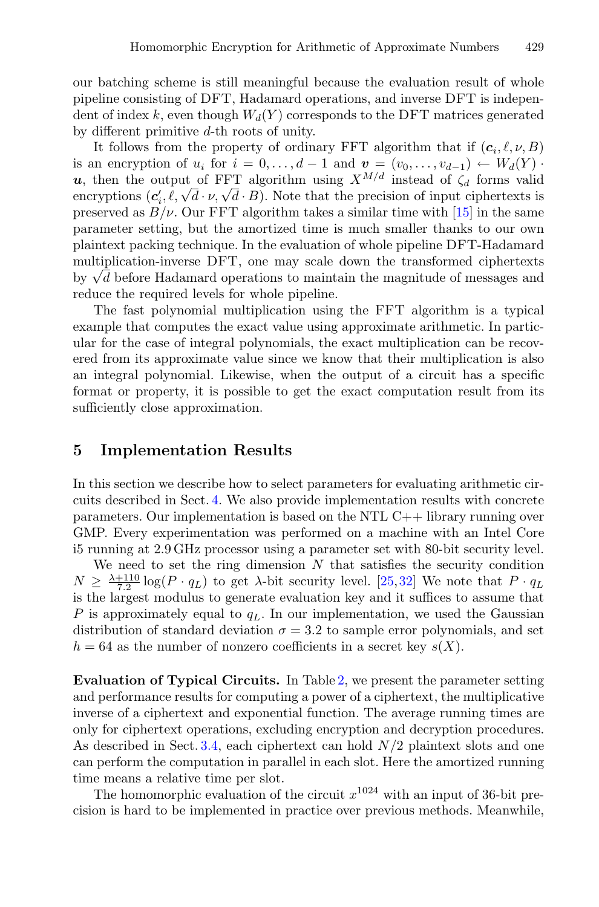our batching scheme is still meaningful because the evaluation result of whole pipeline consisting of DFT, Hadamard operations, and inverse DFT is independent of index $k$, even though $W_d(Y)$ corresponds to the DFT matrices generated by different primitive $d$-th roots of unity.

It follows from the property of ordinary FFT algorithm that if $(\boldsymbol{c}_i, \ell, \nu, B)$ is an encryption of $u_i$ for $i = 0, \ldots, d-1$ and $\boldsymbol{v} = (v_0, \ldots, v_{d-1}) \leftarrow W_d(Y) \cdot \boldsymbol{u}$, then the output of FFT algorithm using $X^{M/d}$ instead of $\zeta_d$ forms valid encryptions $(\boldsymbol{c}_i', \ell, \sqrt{d} \cdot \nu, \sqrt{d} \cdot B)$. Note that the precision of input ciphertexts is preserved as $B/\nu$. Our FFT algorithm takes a similar time with [15] in the same parameter setting, but the amortized time is much smaller thanks to our own plaintext packing technique. In the evaluation of whole pipeline DFT-Hadamard multiplication-inverse DFT, one may scale down the transformed ciphertexts by $\sqrt{d}$ before Hadamard operations to maintain the magnitude of messages and reduce the required levels for whole pipeline.

The fast polynomial multiplication using the FFT algorithm is a typical example that computes the exact value using approximate arithmetic. In particular for the case of integral polynomials, the exact multiplication can be recovered from its approximate value since we know that their multiplication is also an integral polynomial. Likewise, when the output of a circuit has a specific format or property, it is possible to get the exact computation result from its sufficiently close approximation.

## 5 Implementation Results

In this section we describe how to select parameters for evaluating arithmetic circuits described in Sect. 4. We also provide implementation results with concrete parameters. Our implementation is based on the NTL C++ library running over GMP. Every experimentation was performed on a machine with an Intel Core i5 running at 2.9 GHz processor using a parameter set with 80-bit security level.

We need to set the ring dimension $N$ that satisfies the security condition $N \geq \frac{\lambda+110}{7.2} \log(P \cdot q_L)$ to get $\lambda$-bit security level. [25,32] We note that $P \cdot q_L$ is the largest modulus to generate evaluation key and it suffices to assume that $P$ is approximately equal to $q_L$. In our implementation, we used the Gaussian distribution of standard deviation $\sigma = 3.2$ to sample error polynomials, and set $h = 64$ as the number of nonzero coefficients in a secret key $s(X)$.

**Evaluation of Typical Circuits.** In Table 2, we present the parameter setting and performance results for computing a power of a ciphertext, the multiplicative inverse of a ciphertext and exponential function. The average running times are only for ciphertext operations, excluding encryption and decryption procedures. As described in Sect. 3.4, each ciphertext can hold $N/2$ plaintext slots and one can perform the computation in parallel in each slot. Here the amortized running time means a relative time per slot.

The homomorphic evaluation of the circuit $x^{1024}$ with an input of 36-bit precision is hard to be implemented in practice over previous methods. Meanwhile,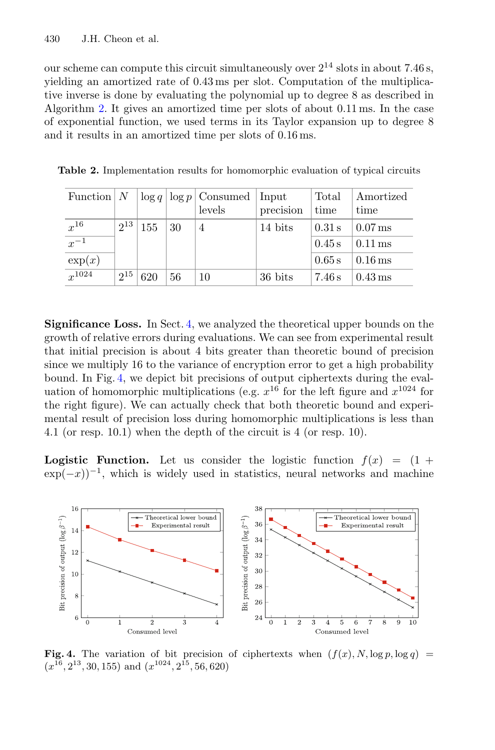our scheme can compute this circuit simultaneously over $2^{14}$ slots in about 7.46 s, yielding an amortized rate of 0.43 ms per slot. Computation of the multiplicative inverse is done by evaluating the polynomial up to degree 8 as described in Algorithm 2. It gives an amortized time per slots of about 0.11 ms. In the case of exponential function, we used terms in its Taylor expansion up to degree 8 and it results in an amortized time per slots of 0.16 ms.

**Table 2.** Implementation results for homomorphic evaluation of typical circuits

| Function | $N$ | $\log q$ | $\log p$ | Consumed levels | Input precision | Total time | Amortized time |
|---|---|---|---|---|---|---|---|
| $x^{16}$ | $2^{13}$ | 155 | 30 | 4 | 14 bits | 0.31 s | 0.07 ms |
| $x^{-1}$ | | | | | | 0.45 s | 0.11 ms |
| $\exp(x)$ | | | | | | 0.65 s | 0.16 ms |
| $x^{1024}$ | $2^{15}$ | 620 | 56 | 10 | 36 bits | 7.46 s | 0.43 ms |

**Significance Loss.** In Sect. 4, we analyzed the theoretical upper bounds on the growth of relative errors during evaluations. We can see from experimental result that initial precision is about 4 bits greater than theoretic bound of precision since we multiply 16 to the variance of encryption error to get a high probability bound. In Fig. 4, we depict bit precisions of output ciphertexts during the evaluation of homomorphic multiplications (e.g. $x^{16}$ for the left figure and $x^{1024}$ for the right figure). We can actually check that both theoretic bound and experimental result of precision loss during homomorphic multiplications is less than 4.1 (or resp. 10.1) when the depth of the circuit is 4 (or resp. 10).

**Logistic Function.** Let us consider the logistic function $f(x) = (1 + \exp(-x))^{-1}$, which is widely used in statistics, neural networks and machine

**Fig. 4.** The variation of bit precision of ciphertexts when $(f(x), N, \log p, \log q) = (x^{16}, 2^{13}, 30, 155)$ and $(x^{1024}, 2^{15}, 56, 620)$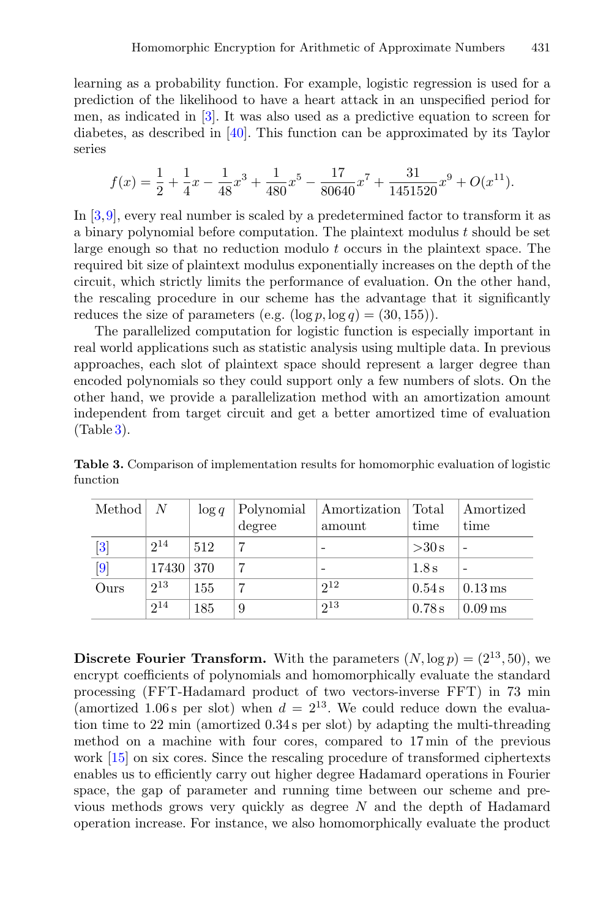learning as a probability function. For example, logistic regression is used for a prediction of the likelihood to have a heart attack in an unspecified period for men, as indicated in [3]. It was also used as a predictive equation to screen for diabetes, as described in [40]. This function can be approximated by its Taylor series

$$f(x) = \frac{1}{2} + \frac{1}{4}x - \frac{1}{48}x^3 + \frac{1}{480}x^5 - \frac{17}{80640}x^7 + \frac{31}{1451520}x^9 + O(x^{11}).$$

In [3,9], every real number is scaled by a predetermined factor to transform it as a binary polynomial before computation. The plaintext modulus $t$ should be set large enough so that no reduction modulo $t$ occurs in the plaintext space. The required bit size of plaintext modulus exponentially increases on the depth of the circuit, which strictly limits the performance of evaluation. On the other hand, the rescaling procedure in our scheme has the advantage that it significantly reduces the size of parameters (e.g. $(\log p, \log q) = (30, 155)$).

The parallelized computation for logistic function is especially important in real world applications such as statistic analysis using multiple data. In previous approaches, each slot of plaintext space should represent a larger degree than encoded polynomials so they could support only a few numbers of slots. On the other hand, we provide a parallelization method with an amortization amount independent from target circuit and get a better amortized time of evaluation (Table 3).

**Table 3.** Comparison of implementation results for homomorphic evaluation of logistic function

| Method | $N$ | $\log q$ | Polynomial degree | Amortization amount | Total time | Amortized time |
|---|---|---|---|---|---|---|
| [3] | $2^{14}$ | 512 | 7 | - | >30 s | - |
| [9] | 17430 | 370 | 7 | - | 1.8 s | - |
| Ours | $2^{13}$ | 155 | 7 | $2^{12}$ | 0.54 s | 0.13 ms |
| | $2^{14}$ | 185 | 9 | $2^{13}$ | 0.78 s | 0.09 ms |

**Discrete Fourier Transform.** With the parameters $(N, \log p) = (2^{13}, 50)$, we encrypt coefficients of polynomials and homomorphically evaluate the standard processing (FFT-Hadamard product of two vectors-inverse FFT) in 73 min (amortized 1.06 s per slot) when $d = 2^{13}$. We could reduce down the evaluation time to 22 min (amortized 0.34 s per slot) by adapting the multi-threading method on a machine with four cores, compared to 17 min of the previous work [15] on six cores. Since the rescaling procedure of transformed ciphertexts enables us to efficiently carry out higher degree Hadamard operations in Fourier space, the gap of parameter and running time between our scheme and previous methods grows very quickly as degree $N$ and the depth of Hadamard operation increase. For instance, we also homomorphically evaluate the product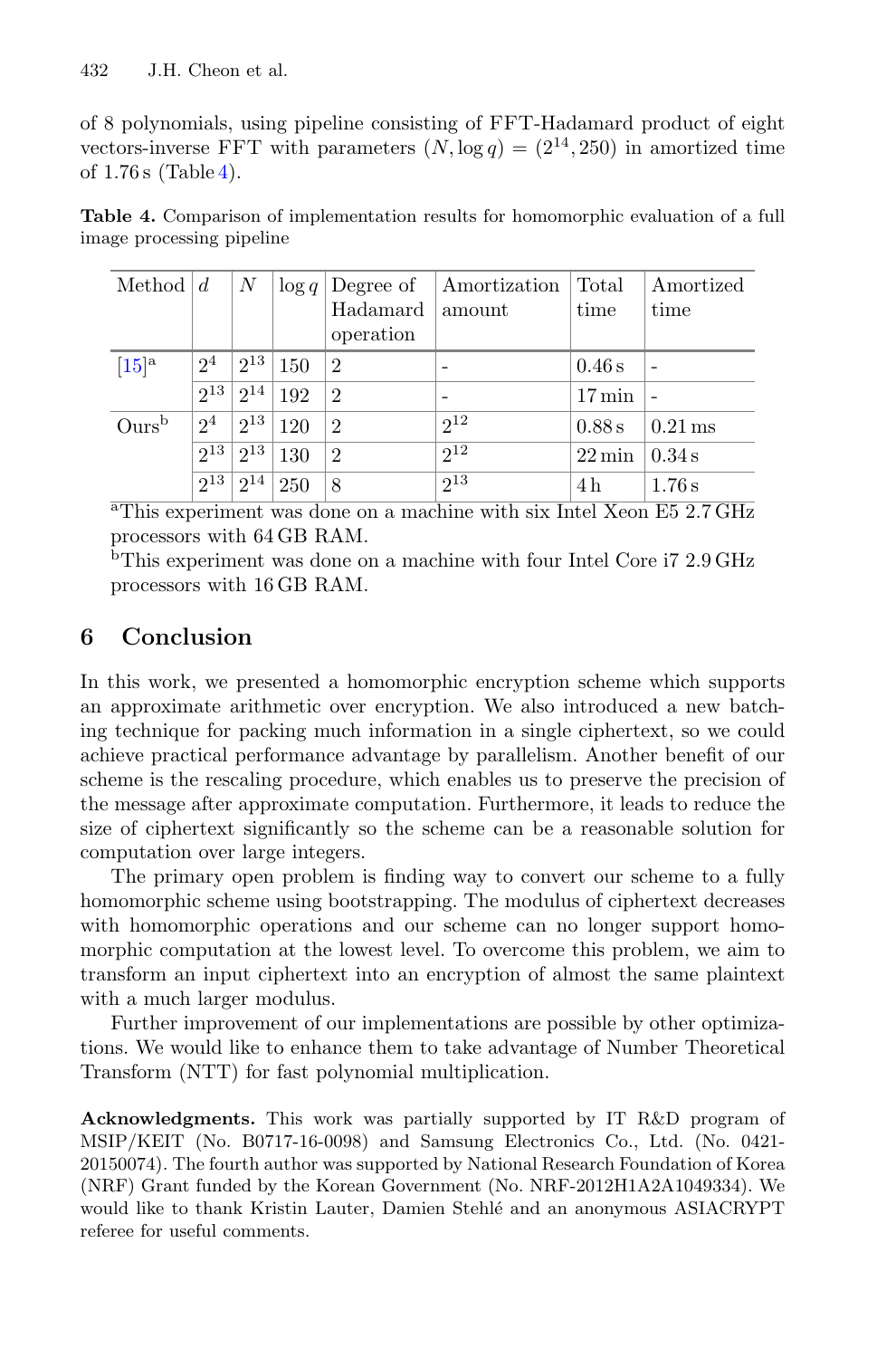of 8 polynomials, using pipeline consisting of FFT-Hadamard product of eight vectors-inverse FFT with parameters $(N, \log q) = (2^{14}, 250)$ in amortized time of 1.76 s (Table 4).

**Table 4.** Comparison of implementation results for homomorphic evaluation of a full image processing pipeline

| Method | $d$ | $N$ | $\log q$ | Degree of Hadamard operation | Amortization amount | Total time | Amortized time |
|---|---|---|---|---|---|---|---|
| [15][a] | $2^4$ | $2^{13}$ | 150 | 2 | - | 0.46 s | - |
| | $2^{13}$ | $2^{14}$ | 192 | 2 | - | 17 min | - |
| Ours[b] | $2^4$ | $2^{13}$ | 120 | 2 | $2^{12}$ | 0.88 s | 0.21 ms |
| | $2^{13}$ | $2^{13}$ | 130 | 2 | $2^{12}$ | 22 min | 0.34 s |
| | $2^{13}$ | $2^{14}$ | 250 | 8 | $2^{13}$ | 4 h | 1.76 s |

[a]This experiment was done on a machine with six Intel Xeon E5 2.7 GHz processors with 64 GB RAM.
[b]This experiment was done on a machine with four Intel Core i7 2.9 GHz processors with 16 GB RAM.

## 6 Conclusion

In this work, we presented a homomorphic encryption scheme which supports an approximate arithmetic over encryption. We also introduced a new batching technique for packing much information in a single ciphertext, so we could achieve practical performance advantage by parallelism. Another benefit of our scheme is the rescaling procedure, which enables us to preserve the precision of the message after approximate computation. Furthermore, it leads to reduce the size of ciphertext significantly so the scheme can be a reasonable solution for computation over large integers.

The primary open problem is finding way to convert our scheme to a fully homomorphic scheme using bootstrapping. The modulus of ciphertext decreases with homomorphic operations and our scheme can no longer support homomorphic computation at the lowest level. To overcome this problem, we aim to transform an input ciphertext into an encryption of almost the same plaintext with a much larger modulus.

Further improvement of our implementations are possible by other optimizations. We would like to enhance them to take advantage of Number Theoretical Transform (NTT) for fast polynomial multiplication.

**Acknowledgments.** This work was partially supported by IT R&D program of MSIP/KEIT (No. B0717-16-0098) and Samsung Electronics Co., Ltd. (No. 0421-20150074). The fourth author was supported by National Research Foundation of Korea (NRF) Grant funded by the Korean Government (No. NRF-2012H1A2A1049334). We would like to thank Kristin Lauter, Damien Stehlé and an anonymous ASIACRYPT referee for useful comments.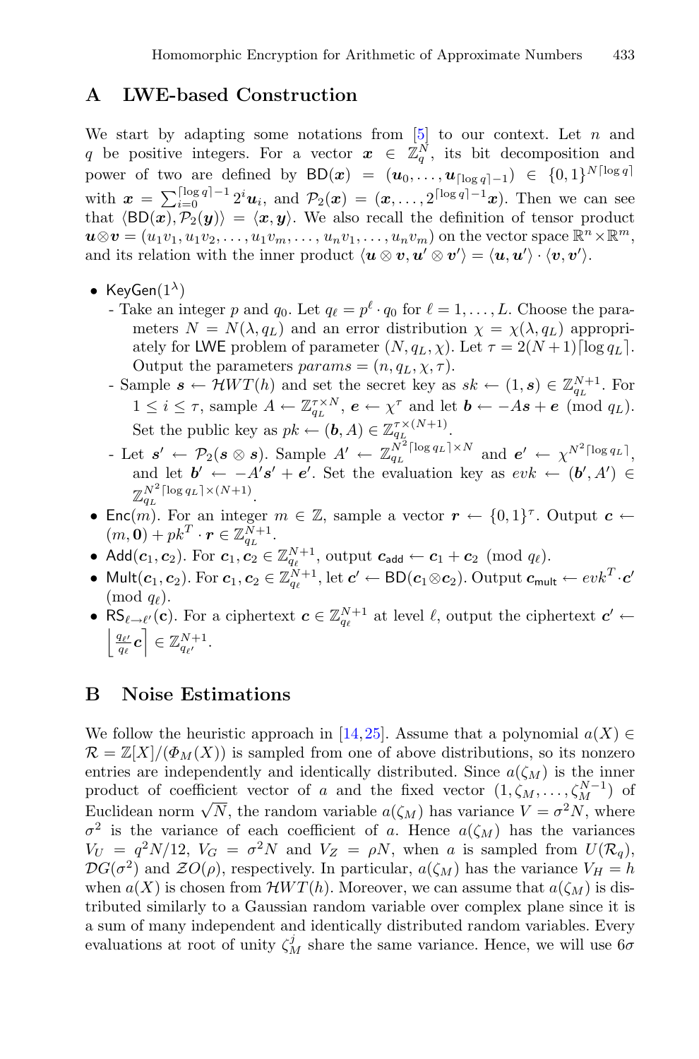## A LWE-based Construction

We start by adapting some notations from [5] to our context. Let $n$ and $q$ be positive integers. For a vector $\boldsymbol{x} \in \mathbb{Z}_q^N$, its bit decomposition and power of two are defined by $\mathsf{BD}(\boldsymbol{x}) = (\boldsymbol{u}_0, \ldots, \boldsymbol{u}_{\lceil \log q \rceil - 1}) \in \{0,1\}^{N\lceil \log q \rceil}$ with $\boldsymbol{x} = \sum_{i=0}^{\lceil \log q \rceil - 1} 2^i \boldsymbol{u}_i$, and $\mathcal{P}_2(\boldsymbol{x}) = (\boldsymbol{x}, \ldots, 2^{\lceil \log q \rceil - 1}\boldsymbol{x})$. Then we can see that $\langle \mathsf{BD}(\boldsymbol{x}), \mathcal{P}_2(\boldsymbol{y}) \rangle = \langle \boldsymbol{x}, \boldsymbol{y} \rangle$. We also recall the definition of tensor product $\boldsymbol{u} \otimes \boldsymbol{v} = (u_1 v_1, u_1 v_2, \ldots, u_1 v_m, \ldots, u_n v_1, \ldots, u_n v_m)$ on the vector space $\mathbb{R}^n \times \mathbb{R}^m$, and its relation with the inner product $\langle \boldsymbol{u} \otimes \boldsymbol{v}, \boldsymbol{u}' \otimes \boldsymbol{v}' \rangle = \langle \boldsymbol{u}, \boldsymbol{u}' \rangle \cdot \langle \boldsymbol{v}, \boldsymbol{v}' \rangle$.

- $\mathsf{KeyGen}(1^\lambda)$
  - Take an integer $p$ and $q_0$. Let $q_\ell = p^\ell \cdot q_0$ for $\ell = 1, \ldots, L$. Choose the parameters $N = N(\lambda, q_L)$ and an error distribution $\chi = \chi(\lambda, q_L)$ appropriately for $\mathsf{LWE}$ problem of parameter $(N, q_L, \chi)$. Let $\tau = 2(N+1)\lceil \log q_L \rceil$. Output the parameters $params = (n, q_L, \chi, \tau)$.
  - Sample $\boldsymbol{s} \leftarrow \mathcal{HWT}(h)$ and set the secret key as $sk \leftarrow (1, \boldsymbol{s}) \in \mathbb{Z}_{q_L}^{N+1}$. For $1 \le i \le \tau$, sample $A \leftarrow \mathbb{Z}_{q_L}^{\tau \times N}$, $\boldsymbol{e} \leftarrow \chi^\tau$ and let $\boldsymbol{b} \leftarrow -A\boldsymbol{s} + \boldsymbol{e} \pmod{q_L}$. Set the public key as $pk \leftarrow (\boldsymbol{b}, A) \in \mathbb{Z}_{q_L}^{\tau \times (N+1)}$.
  - Let $\boldsymbol{s}' \leftarrow \mathcal{P}_2(\boldsymbol{s} \otimes \boldsymbol{s})$. Sample $A' \leftarrow \mathbb{Z}_{q_L}^{N^2\lceil \log q_L \rceil \times N}$ and $\boldsymbol{e}' \leftarrow \chi^{N^2\lceil \log q_L \rceil}$, and let $\boldsymbol{b}' \leftarrow -A'\boldsymbol{s}' + \boldsymbol{e}'$. Set the evaluation key as $evk \leftarrow (\boldsymbol{b}', A') \in \mathbb{Z}_{q_L}^{N^2\lceil \log q_L \rceil \times (N+1)}$.
- $\mathsf{Enc}(m)$. For an integer $m \in \mathbb{Z}$, sample a vector $\boldsymbol{r} \leftarrow \{0,1\}^\tau$. Output $\boldsymbol{c} \leftarrow (m, \boldsymbol{0}) + pk^T \cdot \boldsymbol{r} \in \mathbb{Z}_{q_L}^{N+1}$.
- $\mathsf{Add}(\boldsymbol{c}_1, \boldsymbol{c}_2)$. For $\boldsymbol{c}_1, \boldsymbol{c}_2 \in \mathbb{Z}_{q_\ell}^{N+1}$, output $\boldsymbol{c}_{\mathsf{add}} \leftarrow \boldsymbol{c}_1 + \boldsymbol{c}_2 \pmod{q_\ell}$.
- $\mathsf{Mult}(\boldsymbol{c}_1, \boldsymbol{c}_2)$. For $\boldsymbol{c}_1, \boldsymbol{c}_2 \in \mathbb{Z}_{q_\ell}^{N+1}$, let $\boldsymbol{c}' \leftarrow \mathsf{BD}(\boldsymbol{c}_1 \otimes \boldsymbol{c}_2)$. Output $\boldsymbol{c}_{\mathsf{mult}} \leftarrow evk^T \cdot \boldsymbol{c}' \pmod{q_\ell}$.
- $\mathsf{RS}_{\ell \to \ell'}(\boldsymbol{c})$. For a ciphertext $\boldsymbol{c} \in \mathbb{Z}_{q_\ell}^{N+1}$ at level $\ell$, output the ciphertext $\boldsymbol{c}' \leftarrow \left\lfloor \frac{q_{\ell'}}{q_\ell} \boldsymbol{c} \right\rceil \in \mathbb{Z}_{q_{\ell'}}^{N+1}$.

## B Noise Estimations

We follow the heuristic approach in [14,25]. Assume that a polynomial $a(X) \in \mathcal{R} = \mathbb{Z}[X]/(\Phi_M(X))$ is sampled from one of above distributions, so its nonzero entries are independently and identically distributed. Since $a(\zeta_M)$ is the inner product of coefficient vector of $a$ and the fixed vector $(1, \zeta_M, \ldots, \zeta_M^{N-1})$ of Euclidean norm $\sqrt{N}$, the random variable $a(\zeta_M)$ has variance $V = \sigma^2 N$, where $\sigma^2$ is the variance of each coefficient of $a$. Hence $a(\zeta_M)$ has the variances $V_U = q^2 N/12$, $V_G = \sigma^2 N$ and $V_Z = \rho N$, when $a$ is sampled from $U(\mathcal{R}_q)$, $\mathcal{DG}(\sigma^2)$ and $\mathcal{ZO}(\rho)$, respectively. In particular, $a(\zeta_M)$ has the variance $V_H = h$ when $a(X)$ is chosen from $\mathcal{HWT}(h)$. Moreover, we can assume that $a(\zeta_M)$ is distributed similarly to a Gaussian random variable over complex plane since it is a sum of many independent and identically distributed random variables. Every evaluations at root of unity $\zeta_M^j$ share the same variance. Hence, we will use $6\sigma$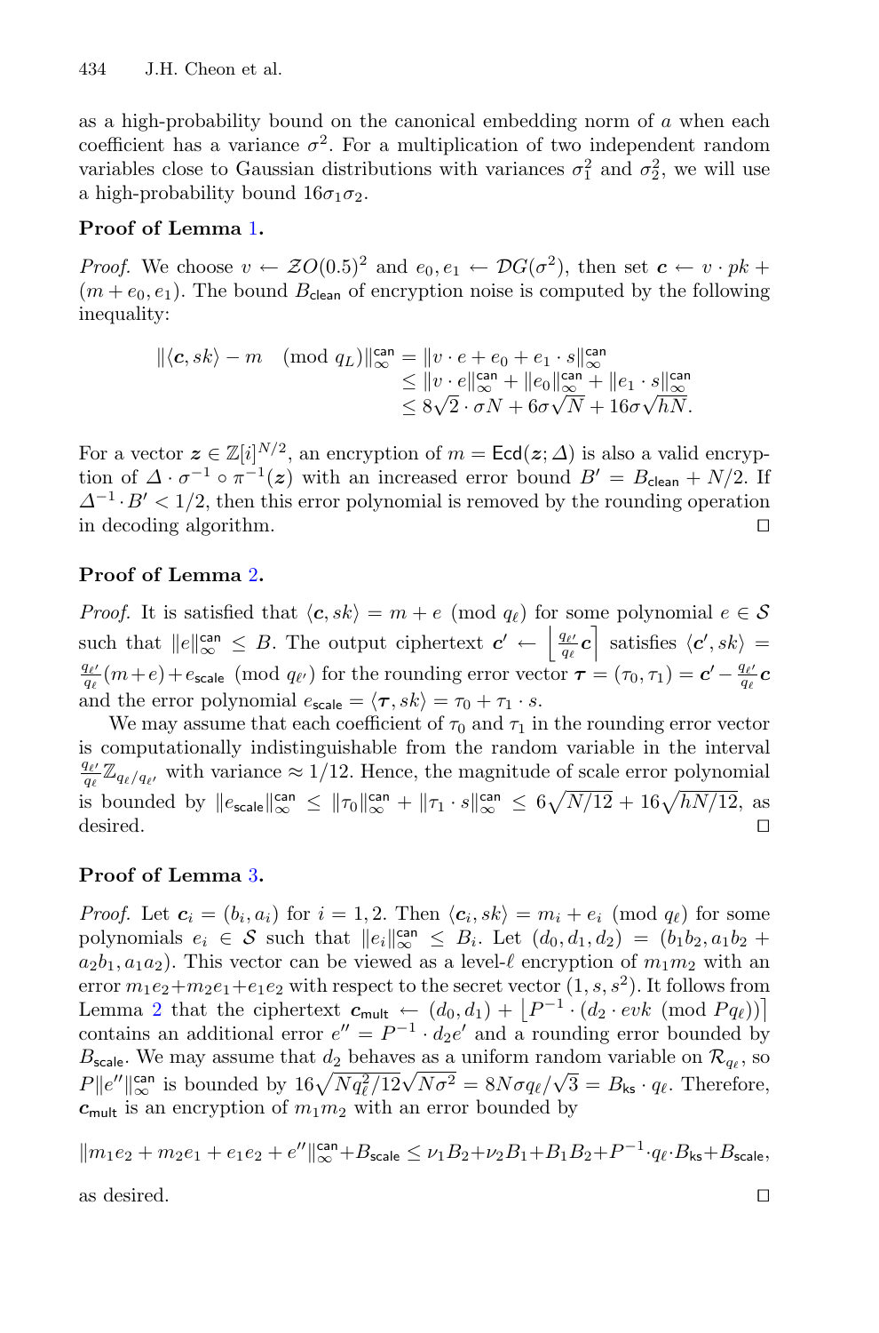as a high-probability bound on the canonical embedding norm of $a$ when each coefficient has a variance $\sigma^2$. For a multiplication of two independent random variables close to Gaussian distributions with variances $\sigma_1^2$ and $\sigma_2^2$, we will use a high-probability bound $16\sigma_1\sigma_2$.

**Proof of Lemma 1.**

*Proof.* We choose $v \leftarrow \mathcal{ZO}(0.5)^2$ and $e_0, e_1 \leftarrow \mathcal{DG}(\sigma^2)$, then set $\boldsymbol{c} \leftarrow v \cdot pk + (m + e_0, e_1)$. The bound $B_{\mathsf{clean}}$ of encryption noise is computed by the following inequality:

$$\begin{aligned}
\|\langle \boldsymbol{c}, sk\rangle - m \pmod{q_L}\|_\infty^{\mathsf{can}} &= \|v \cdot e + e_0 + e_1 \cdot s\|_\infty^{\mathsf{can}} \\
&\leq \|v \cdot e\|_\infty^{\mathsf{can}} + \|e_0\|_\infty^{\mathsf{can}} + \|e_1 \cdot s\|_\infty^{\mathsf{can}} \\
&\leq 8\sqrt{2} \cdot \sigma N + 6\sigma\sqrt{N} + 16\sigma\sqrt{hN}.
\end{aligned}$$

For a vector $\boldsymbol{z} \in \mathbb{Z}[i]^{N/2}$, an encryption of $m = \mathsf{Ecd}(\boldsymbol{z}; \Delta)$ is also a valid encryption of $\Delta \cdot \sigma^{-1} \circ \pi^{-1}(\boldsymbol{z})$ with an increased error bound $B' = B_{\mathsf{clean}} + N/2$. If $\Delta^{-1} \cdot B' < 1/2$, then this error polynomial is removed by the rounding operation in decoding algorithm. □

**Proof of Lemma 2.**

*Proof.* It is satisfied that $\langle \boldsymbol{c}, sk\rangle = m + e \pmod{q_\ell}$ for some polynomial $e \in \mathcal{S}$ such that $\|e\|_\infty^{\mathsf{can}} \leq B$. The output ciphertext $\boldsymbol{c}' \leftarrow \left\lfloor \frac{q_{\ell'}}{q_\ell}\boldsymbol{c}\right\rceil$ satisfies $\langle \boldsymbol{c}', sk\rangle = \frac{q_{\ell'}}{q_\ell}(m+e) + e_{\mathsf{scale}} \pmod{q_{\ell'}}$ for the rounding error vector $\boldsymbol{\tau} = (\tau_0, \tau_1) = \boldsymbol{c}' - \frac{q_{\ell'}}{q_\ell}\boldsymbol{c}$ and the error polynomial $e_{\mathsf{scale}} = \langle \boldsymbol{\tau}, sk\rangle = \tau_0 + \tau_1 \cdot s$.

We may assume that each coefficient of $\tau_0$ and $\tau_1$ in the rounding error vector is computationally indistinguishable from the random variable in the interval $\frac{q_{\ell'}}{q_\ell}\mathbb{Z}_{q_\ell/q_{\ell'}}$ with variance $\approx 1/12$. Hence, the magnitude of scale error polynomial is bounded by $\|e_{\mathsf{scale}}\|_\infty^{\mathsf{can}} \leq \|\tau_0\|_\infty^{\mathsf{can}} + \|\tau_1 \cdot s\|_\infty^{\mathsf{can}} \leq 6\sqrt{N/12} + 16\sqrt{hN/12}$, as desired. □

**Proof of Lemma 3.**

*Proof.* Let $\boldsymbol{c}_i = (b_i, a_i)$ for $i = 1, 2$. Then $\langle \boldsymbol{c}_i, sk\rangle = m_i + e_i \pmod{q_\ell}$ for some polynomials $e_i \in \mathcal{S}$ such that $\|e_i\|_\infty^{\mathsf{can}} \leq B_i$. Let $(d_0, d_1, d_2) = (b_1 b_2, a_1 b_2 + a_2 b_1, a_1 a_2)$. This vector can be viewed as a level-$\ell$ encryption of $m_1 m_2$ with an error $m_1 e_2 + m_2 e_1 + e_1 e_2$ with respect to the secret vector $(1, s, s^2)$. It follows from Lemma 2 that the ciphertext $\boldsymbol{c}_{\mathsf{mult}} \leftarrow (d_0, d_1) + \lfloor P^{-1} \cdot (d_2 \cdot evk \pmod{Pq_\ell})\rceil$ contains an additional error $e'' = P^{-1} \cdot d_2 e'$ and a rounding error bounded by $B_{\mathsf{scale}}$. We may assume that $d_2$ behaves as a uniform random variable on $\mathcal{R}_{q_\ell}$, so $P\|e''\|_\infty^{\mathsf{can}}$ is bounded by $16\sqrt{Nq_\ell^2/12}\sqrt{N\sigma^2} = 8N\sigma q_\ell/\sqrt{3} = B_{\mathsf{ks}} \cdot q_\ell$. Therefore, $\boldsymbol{c}_{\mathsf{mult}}$ is an encryption of $m_1 m_2$ with an error bounded by

$$\|m_1 e_2 + m_2 e_1 + e_1 e_2 + e''\|_\infty^{\mathsf{can}} + B_{\mathsf{scale}} \leq \nu_1 B_2 + \nu_2 B_1 + B_1 B_2 + P^{-1} \cdot q_\ell \cdot B_{\mathsf{ks}} + B_{\mathsf{scale}},$$

as desired. □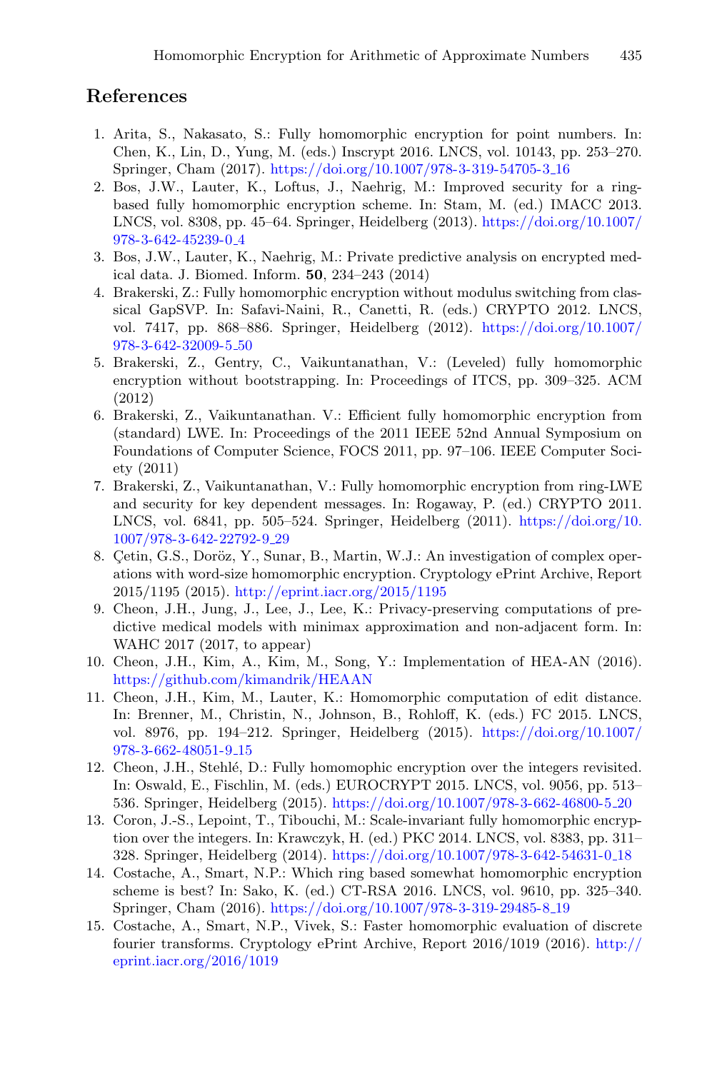## References

1. Arita, S., Nakasato, S.: Fully homomorphic encryption for point numbers. In: Chen, K., Lin, D., Yung, M. (eds.) Inscrypt 2016. LNCS, vol. 10143, pp. 253–270. Springer, Cham (2017). https://doi.org/10.1007/978-3-319-54705-3_16
2. Bos, J.W., Lauter, K., Loftus, J., Naehrig, M.: Improved security for a ring-based fully homomorphic encryption scheme. In: Stam, M. (ed.) IMACC 2013. LNCS, vol. 8308, pp. 45–64. Springer, Heidelberg (2013). https://doi.org/10.1007/978-3-642-45239-0_4
3. Bos, J.W., Lauter, K., Naehrig, M.: Private predictive analysis on encrypted medical data. J. Biomed. Inform. **50**, 234–243 (2014)
4. Brakerski, Z.: Fully homomorphic encryption without modulus switching from classical GapSVP. In: Safavi-Naini, R., Canetti, R. (eds.) CRYPTO 2012. LNCS, vol. 7417, pp. 868–886. Springer, Heidelberg (2012). https://doi.org/10.1007/978-3-642-32009-5_50
5. Brakerski, Z., Gentry, C., Vaikuntanathan, V.: (Leveled) fully homomorphic encryption without bootstrapping. In: Proceedings of ITCS, pp. 309–325. ACM (2012)
6. Brakerski, Z., Vaikuntanathan. V.: Efficient fully homomorphic encryption from (standard) LWE. In: Proceedings of the 2011 IEEE 52nd Annual Symposium on Foundations of Computer Science, FOCS 2011, pp. 97–106. IEEE Computer Society (2011)
7. Brakerski, Z., Vaikuntanathan, V.: Fully homomorphic encryption from ring-LWE and security for key dependent messages. In: Rogaway, P. (ed.) CRYPTO 2011. LNCS, vol. 6841, pp. 505–524. Springer, Heidelberg (2011). https://doi.org/10.1007/978-3-642-22792-9_29
8. Çetin, G.S., Doröz, Y., Sunar, B., Martin, W.J.: An investigation of complex operations with word-size homomorphic encryption. Cryptology ePrint Archive, Report 2015/1195 (2015). http://eprint.iacr.org/2015/1195
9. Cheon, J.H., Jung, J., Lee, J., Lee, K.: Privacy-preserving computations of predictive medical models with minimax approximation and non-adjacent form. In: WAHC 2017 (2017, to appear)
10. Cheon, J.H., Kim, A., Kim, M., Song, Y.: Implementation of HEA-AN (2016). https://github.com/kimandrik/HEAAN
11. Cheon, J.H., Kim, M., Lauter, K.: Homomorphic computation of edit distance. In: Brenner, M., Christin, N., Johnson, B., Rohloff, K. (eds.) FC 2015. LNCS, vol. 8976, pp. 194–212. Springer, Heidelberg (2015). https://doi.org/10.1007/978-3-662-48051-9_15
12. Cheon, J.H., Stehlé, D.: Fully homomophic encryption over the integers revisited. In: Oswald, E., Fischlin, M. (eds.) EUROCRYPT 2015. LNCS, vol. 9056, pp. 513–536. Springer, Heidelberg (2015). https://doi.org/10.1007/978-3-662-46800-5_20
13. Coron, J.-S., Lepoint, T., Tibouchi, M.: Scale-invariant fully homomorphic encryption over the integers. In: Krawczyk, H. (ed.) PKC 2014. LNCS, vol. 8383, pp. 311–328. Springer, Heidelberg (2014). https://doi.org/10.1007/978-3-642-54631-0_18
14. Costache, A., Smart, N.P.: Which ring based somewhat homomorphic encryption scheme is best? In: Sako, K. (ed.) CT-RSA 2016. LNCS, vol. 9610, pp. 325–340. Springer, Cham (2016). https://doi.org/10.1007/978-3-319-29485-8_19
15. Costache, A., Smart, N.P., Vivek, S.: Faster homomorphic evaluation of discrete fourier transforms. Cryptology ePrint Archive, Report 2016/1019 (2016). http://eprint.iacr.org/2016/1019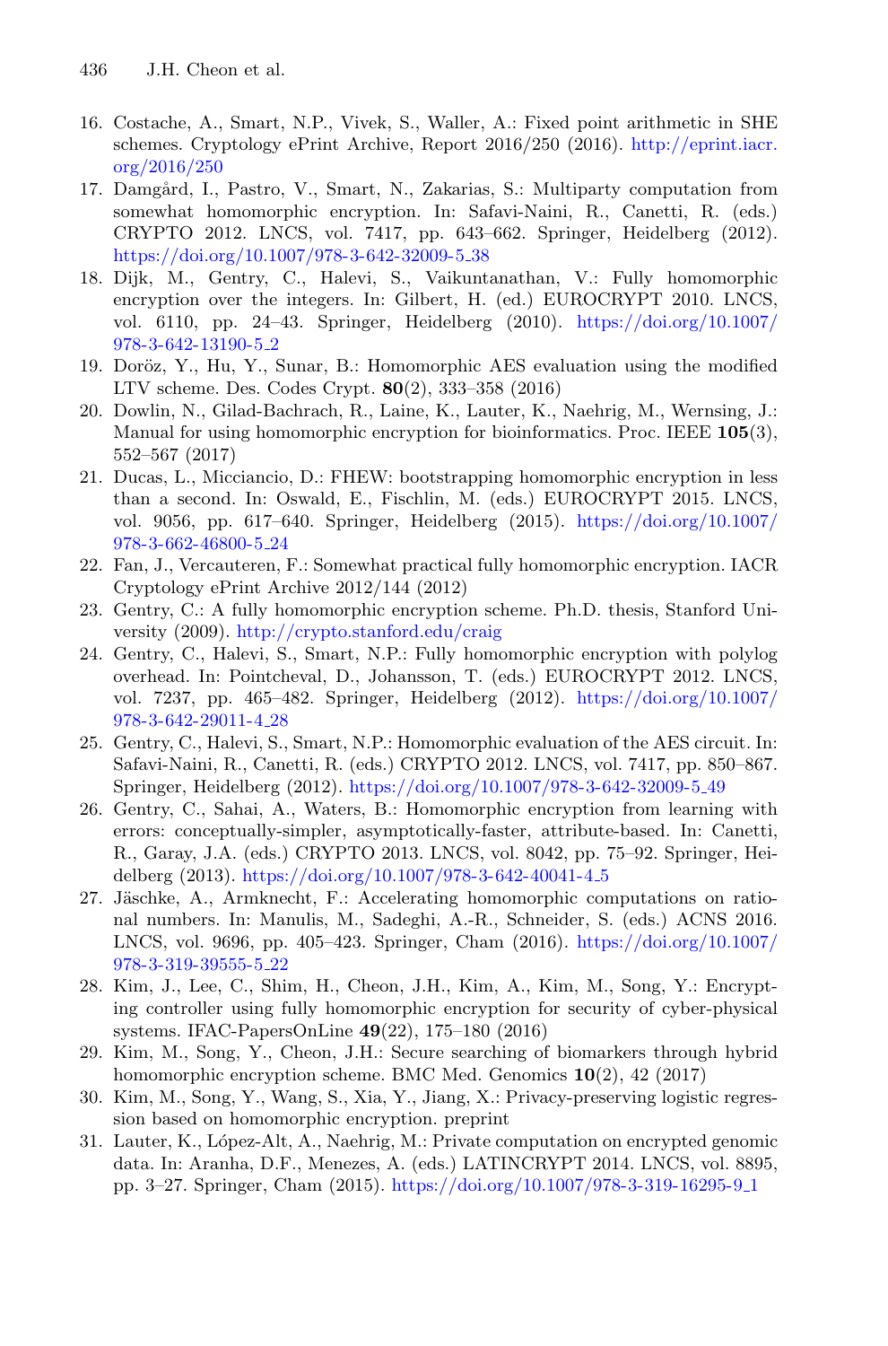16. Costache, A., Smart, N.P., Vivek, S., Waller, A.: Fixed point arithmetic in SHE schemes. Cryptology ePrint Archive, Report 2016/250 (2016). http://eprint.iacr.org/2016/250
17. Damgård, I., Pastro, V., Smart, N., Zakarias, S.: Multiparty computation from somewhat homomorphic encryption. In: Safavi-Naini, R., Canetti, R. (eds.) CRYPTO 2012. LNCS, vol. 7417, pp. 643–662. Springer, Heidelberg (2012). https://doi.org/10.1007/978-3-642-32009-5_38
18. Dijk, M., Gentry, C., Halevi, S., Vaikuntanathan, V.: Fully homomorphic encryption over the integers. In: Gilbert, H. (ed.) EUROCRYPT 2010. LNCS, vol. 6110, pp. 24–43. Springer, Heidelberg (2010). https://doi.org/10.1007/978-3-642-13190-5_2
19. Doröz, Y., Hu, Y., Sunar, B.: Homomorphic AES evaluation using the modified LTV scheme. Des. Codes Crypt. **80**(2), 333–358 (2016)
20. Dowlin, N., Gilad-Bachrach, R., Laine, K., Lauter, K., Naehrig, M., Wernsing, J.: Manual for using homomorphic encryption for bioinformatics. Proc. IEEE **105**(3), 552–567 (2017)
21. Ducas, L., Micciancio, D.: FHEW: bootstrapping homomorphic encryption in less than a second. In: Oswald, E., Fischlin, M. (eds.) EUROCRYPT 2015. LNCS, vol. 9056, pp. 617–640. Springer, Heidelberg (2015). https://doi.org/10.1007/978-3-662-46800-5_24
22. Fan, J., Vercauteren, F.: Somewhat practical fully homomorphic encryption. IACR Cryptology ePrint Archive 2012/144 (2012)
23. Gentry, C.: A fully homomorphic encryption scheme. Ph.D. thesis, Stanford University (2009). http://crypto.stanford.edu/craig
24. Gentry, C., Halevi, S., Smart, N.P.: Fully homomorphic encryption with polylog overhead. In: Pointcheval, D., Johansson, T. (eds.) EUROCRYPT 2012. LNCS, vol. 7237, pp. 465–482. Springer, Heidelberg (2012). https://doi.org/10.1007/978-3-642-29011-4_28
25. Gentry, C., Halevi, S., Smart, N.P.: Homomorphic evaluation of the AES circuit. In: Safavi-Naini, R., Canetti, R. (eds.) CRYPTO 2012. LNCS, vol. 7417, pp. 850–867. Springer, Heidelberg (2012). https://doi.org/10.1007/978-3-642-32009-5_49
26. Gentry, C., Sahai, A., Waters, B.: Homomorphic encryption from learning with errors: conceptually-simpler, asymptotically-faster, attribute-based. In: Canetti, R., Garay, J.A. (eds.) CRYPTO 2013. LNCS, vol. 8042, pp. 75–92. Springer, Heidelberg (2013). https://doi.org/10.1007/978-3-642-40041-4_5
27. Jäschke, A., Armknecht, F.: Accelerating homomorphic computations on rational numbers. In: Manulis, M., Sadeghi, A.-R., Schneider, S. (eds.) ACNS 2016. LNCS, vol. 9696, pp. 405–423. Springer, Cham (2016). https://doi.org/10.1007/978-3-319-39555-5_22
28. Kim, J., Lee, C., Shim, H., Cheon, J.H., Kim, A., Kim, M., Song, Y.: Encrypting controller using fully homomorphic encryption for security of cyber-physical systems. IFAC-PapersOnLine **49**(22), 175–180 (2016)
29. Kim, M., Song, Y., Cheon, J.H.: Secure searching of biomarkers through hybrid homomorphic encryption scheme. BMC Med. Genomics **10**(2), 42 (2017)
30. Kim, M., Song, Y., Wang, S., Xia, Y., Jiang, X.: Privacy-preserving logistic regression based on homomorphic encryption. preprint
31. Lauter, K., López-Alt, A., Naehrig, M.: Private computation on encrypted genomic data. In: Aranha, D.F., Menezes, A. (eds.) LATINCRYPT 2014. LNCS, vol. 8895, pp. 3–27. Springer, Cham (2015). https://doi.org/10.1007/978-3-319-16295-9_1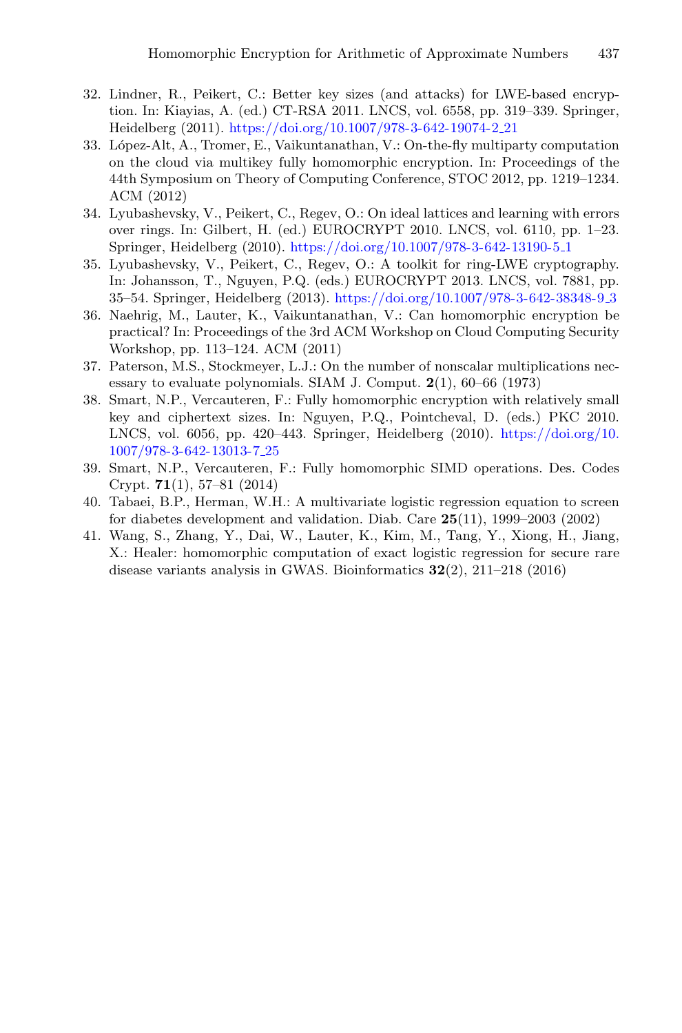32. Lindner, R., Peikert, C.: Better key sizes (and attacks) for LWE-based encryption. In: Kiayias, A. (ed.) CT-RSA 2011. LNCS, vol. 6558, pp. 319–339. Springer, Heidelberg (2011). https://doi.org/10.1007/978-3-642-19074-2_21
33. López-Alt, A., Tromer, E., Vaikuntanathan, V.: On-the-fly multiparty computation on the cloud via multikey fully homomorphic encryption. In: Proceedings of the 44th Symposium on Theory of Computing Conference, STOC 2012, pp. 1219–1234. ACM (2012)
34. Lyubashevsky, V., Peikert, C., Regev, O.: On ideal lattices and learning with errors over rings. In: Gilbert, H. (ed.) EUROCRYPT 2010. LNCS, vol. 6110, pp. 1–23. Springer, Heidelberg (2010). https://doi.org/10.1007/978-3-642-13190-5_1
35. Lyubashevsky, V., Peikert, C., Regev, O.: A toolkit for ring-LWE cryptography. In: Johansson, T., Nguyen, P.Q. (eds.) EUROCRYPT 2013. LNCS, vol. 7881, pp. 35–54. Springer, Heidelberg (2013). https://doi.org/10.1007/978-3-642-38348-9_3
36. Naehrig, M., Lauter, K., Vaikuntanathan, V.: Can homomorphic encryption be practical? In: Proceedings of the 3rd ACM Workshop on Cloud Computing Security Workshop, pp. 113–124. ACM (2011)
37. Paterson, M.S., Stockmeyer, L.J.: On the number of nonscalar multiplications necessary to evaluate polynomials. SIAM J. Comput. **2**(1), 60–66 (1973)
38. Smart, N.P., Vercauteren, F.: Fully homomorphic encryption with relatively small key and ciphertext sizes. In: Nguyen, P.Q., Pointcheval, D. (eds.) PKC 2010. LNCS, vol. 6056, pp. 420–443. Springer, Heidelberg (2010). https://doi.org/10.1007/978-3-642-13013-7_25
39. Smart, N.P., Vercauteren, F.: Fully homomorphic SIMD operations. Des. Codes Crypt. **71**(1), 57–81 (2014)
40. Tabaei, B.P., Herman, W.H.: A multivariate logistic regression equation to screen for diabetes development and validation. Diab. Care **25**(11), 1999–2003 (2002)
41. Wang, S., Zhang, Y., Dai, W., Lauter, K., Kim, M., Tang, Y., Xiong, H., Jiang, X.: Healer: homomorphic computation of exact logistic regression for secure rare disease variants analysis in GWAS. Bioinformatics **32**(2), 211–218 (2016)